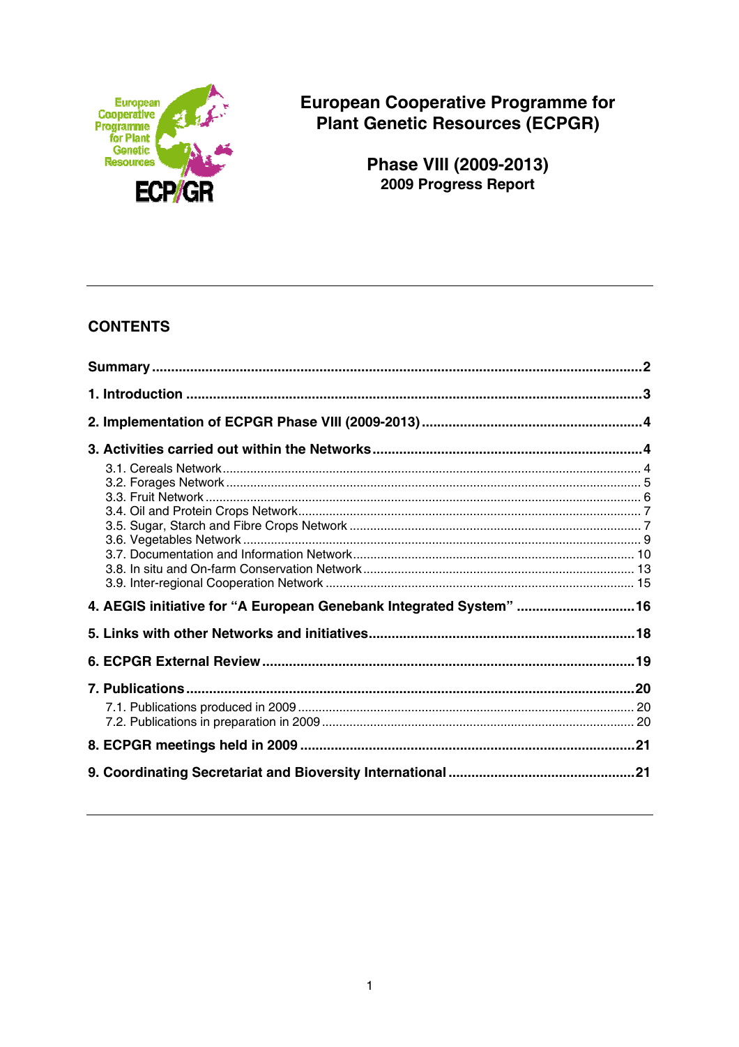# European Cooperative Programme for Plant Genetic Resources (ECPGR)

## Phase VIII (2009-2013)

### 2009 Progress Report

## CONTENTS

**Summary** .......... **2**

**1. Introduction** .......... **3**

**2. Implementation of ECPGR Phase VIII (2009-2013)** .......... **4**

**3. Activities carried out within the Networks** .......... **4**

- 3.1. Cereals Network .......... 4
- 3.2. Forages Network .......... 5
- 3.3. Fruit Network .......... 6
- 3.4. Oil and Protein Crops Network .......... 7
- 3.5. Sugar, Starch and Fibre Crops Network .......... 7
- 3.6. Vegetables Network .......... 9
- 3.7. Documentation and Information Network .......... 10
- 3.8. In situ and On-farm Conservation Network .......... 13
- 3.9. Inter-regional Cooperation Network .......... 15

**4. AEGIS initiative for "A European Genebank Integrated System"** .......... **16**

**5. Links with other Networks and initiatives** .......... **18**

**6. ECPGR External Review** .......... **19**

**7. Publications** .......... **20**

- 7.1. Publications produced in 2009 .......... 20
- 7.2. Publications in preparation in 2009 .......... 20

**8. ECPGR meetings held in 2009** .......... **21**

**9. Coordinating Secretariat and Bioversity International** .......... **21**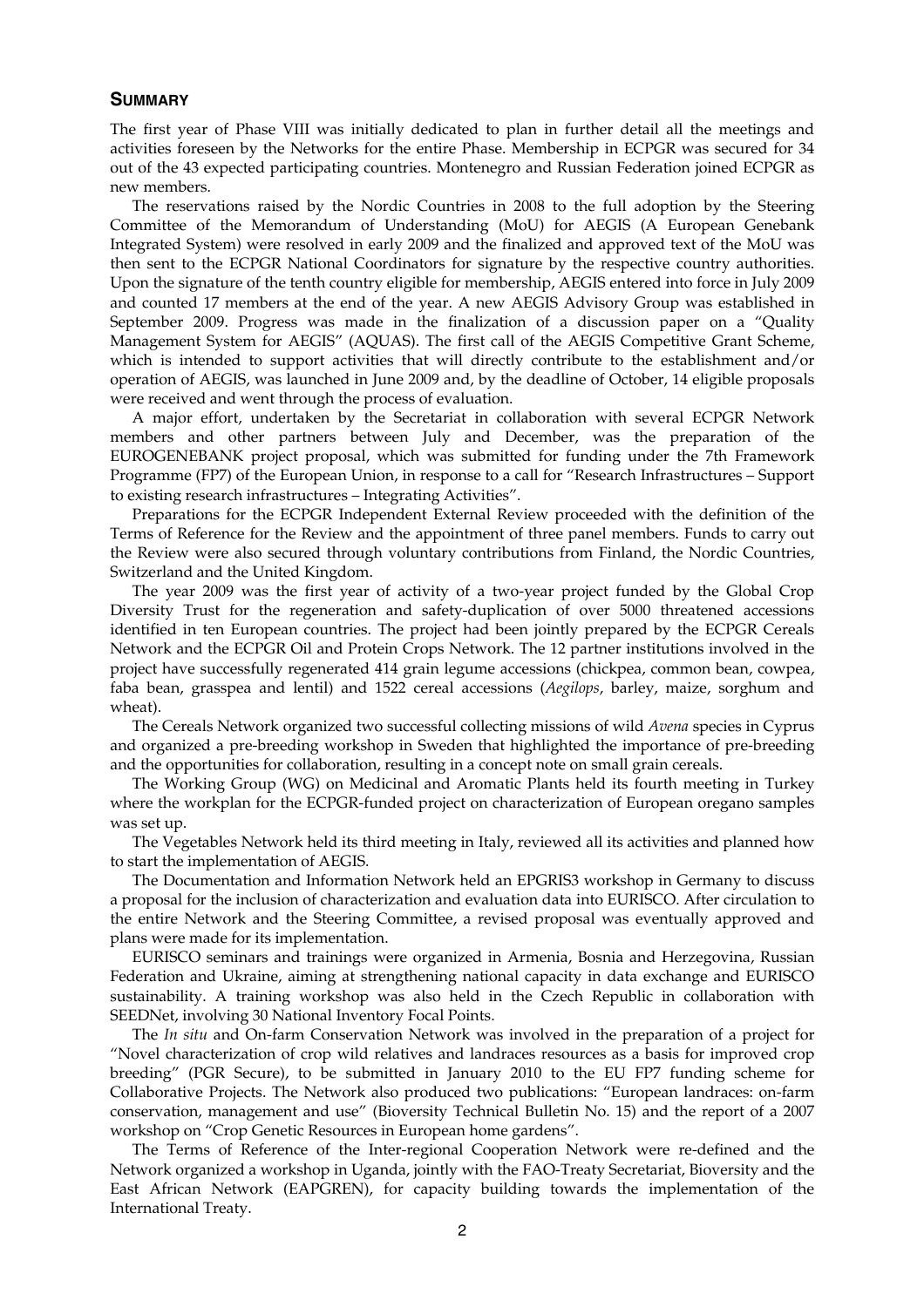## SUMMARY

The first year of Phase VIII was initially dedicated to plan in further detail all the meetings and activities foreseen by the Networks for the entire Phase. Membership in ECPGR was secured for 34 out of the 43 expected participating countries. Montenegro and Russian Federation joined ECPGR as new members.

The reservations raised by the Nordic Countries in 2008 to the full adoption by the Steering Committee of the Memorandum of Understanding (MoU) for AEGIS (A European Genebank Integrated System) were resolved in early 2009 and the finalized and approved text of the MoU was then sent to the ECPGR National Coordinators for signature by the respective country authorities. Upon the signature of the tenth country eligible for membership, AEGIS entered into force in July 2009 and counted 17 members at the end of the year. A new AEGIS Advisory Group was established in September 2009. Progress was made in the finalization of a discussion paper on a "Quality Management System for AEGIS" (AQUAS). The first call of the AEGIS Competitive Grant Scheme, which is intended to support activities that will directly contribute to the establishment and/or operation of AEGIS, was launched in June 2009 and, by the deadline of October, 14 eligible proposals were received and went through the process of evaluation.

A major effort, undertaken by the Secretariat in collaboration with several ECPGR Network members and other partners between July and December, was the preparation of the EUROGENEBANK project proposal, which was submitted for funding under the 7th Framework Programme (FP7) of the European Union, in response to a call for "Research Infrastructures – Support to existing research infrastructures – Integrating Activities".

Preparations for the ECPGR Independent External Review proceeded with the definition of the Terms of Reference for the Review and the appointment of three panel members. Funds to carry out the Review were also secured through voluntary contributions from Finland, the Nordic Countries, Switzerland and the United Kingdom.

The year 2009 was the first year of activity of a two-year project funded by the Global Crop Diversity Trust for the regeneration and safety-duplication of over 5000 threatened accessions identified in ten European countries. The project had been jointly prepared by the ECPGR Cereals Network and the ECPGR Oil and Protein Crops Network. The 12 partner institutions involved in the project have successfully regenerated 414 grain legume accessions (chickpea, common bean, cowpea, faba bean, grasspea and lentil) and 1522 cereal accessions (*Aegilops*, barley, maize, sorghum and wheat).

The Cereals Network organized two successful collecting missions of wild *Avena* species in Cyprus and organized a pre-breeding workshop in Sweden that highlighted the importance of pre-breeding and the opportunities for collaboration, resulting in a concept note on small grain cereals.

The Working Group (WG) on Medicinal and Aromatic Plants held its fourth meeting in Turkey where the workplan for the ECPGR-funded project on characterization of European oregano samples was set up.

The Vegetables Network held its third meeting in Italy, reviewed all its activities and planned how to start the implementation of AEGIS.

The Documentation and Information Network held an EPGRIS3 workshop in Germany to discuss a proposal for the inclusion of characterization and evaluation data into EURISCO. After circulation to the entire Network and the Steering Committee, a revised proposal was eventually approved and plans were made for its implementation.

EURISCO seminars and trainings were organized in Armenia, Bosnia and Herzegovina, Russian Federation and Ukraine, aiming at strengthening national capacity in data exchange and EURISCO sustainability. A training workshop was also held in the Czech Republic in collaboration with SEEDNet, involving 30 National Inventory Focal Points.

The *In situ* and On-farm Conservation Network was involved in the preparation of a project for "Novel characterization of crop wild relatives and landraces resources as a basis for improved crop breeding" (PGR Secure), to be submitted in January 2010 to the EU FP7 funding scheme for Collaborative Projects. The Network also produced two publications: "European landraces: on-farm conservation, management and use" (Bioversity Technical Bulletin No. 15) and the report of a 2007 workshop on "Crop Genetic Resources in European home gardens".

The Terms of Reference of the Inter-regional Cooperation Network were re-defined and the Network organized a workshop in Uganda, jointly with the FAO-Treaty Secretariat, Bioversity and the East African Network (EAPGREN), for capacity building towards the implementation of the International Treaty.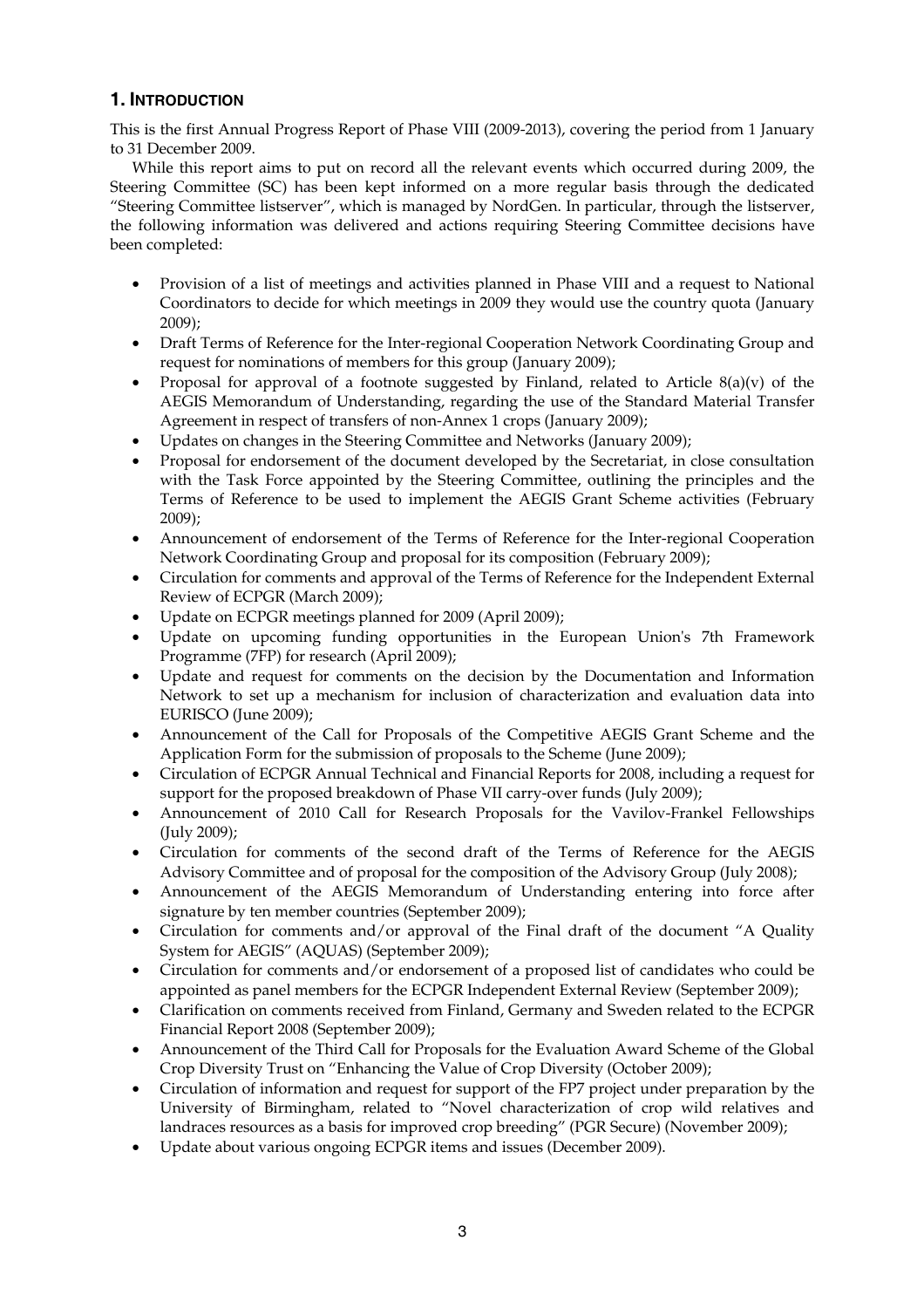## 1. Introduction

This is the first Annual Progress Report of Phase VIII (2009-2013), covering the period from 1 January to 31 December 2009.

While this report aims to put on record all the relevant events which occurred during 2009, the Steering Committee (SC) has been kept informed on a more regular basis through the dedicated "Steering Committee listserver", which is managed by NordGen. In particular, through the listserver, the following information was delivered and actions requiring Steering Committee decisions have been completed:

- Provision of a list of meetings and activities planned in Phase VIII and a request to National Coordinators to decide for which meetings in 2009 they would use the country quota (January 2009);
- Draft Terms of Reference for the Inter-regional Cooperation Network Coordinating Group and request for nominations of members for this group (January 2009);
- Proposal for approval of a footnote suggested by Finland, related to Article 8(a)(v) of the AEGIS Memorandum of Understanding, regarding the use of the Standard Material Transfer Agreement in respect of transfers of non-Annex 1 crops (January 2009);
- Updates on changes in the Steering Committee and Networks (January 2009);
- Proposal for endorsement of the document developed by the Secretariat, in close consultation with the Task Force appointed by the Steering Committee, outlining the principles and the Terms of Reference to be used to implement the AEGIS Grant Scheme activities (February 2009);
- Announcement of endorsement of the Terms of Reference for the Inter-regional Cooperation Network Coordinating Group and proposal for its composition (February 2009);
- Circulation for comments and approval of the Terms of Reference for the Independent External Review of ECPGR (March 2009);
- Update on ECPGR meetings planned for 2009 (April 2009);
- Update on upcoming funding opportunities in the European Union's 7th Framework Programme (7FP) for research (April 2009);
- Update and request for comments on the decision by the Documentation and Information Network to set up a mechanism for inclusion of characterization and evaluation data into EURISCO (June 2009);
- Announcement of the Call for Proposals of the Competitive AEGIS Grant Scheme and the Application Form for the submission of proposals to the Scheme (June 2009);
- Circulation of ECPGR Annual Technical and Financial Reports for 2008, including a request for support for the proposed breakdown of Phase VII carry-over funds (July 2009);
- Announcement of 2010 Call for Research Proposals for the Vavilov-Frankel Fellowships (July 2009);
- Circulation for comments of the second draft of the Terms of Reference for the AEGIS Advisory Committee and of proposal for the composition of the Advisory Group (July 2008);
- Announcement of the AEGIS Memorandum of Understanding entering into force after signature by ten member countries (September 2009);
- Circulation for comments and/or approval of the Final draft of the document "A Quality System for AEGIS" (AQUAS) (September 2009);
- Circulation for comments and/or endorsement of a proposed list of candidates who could be appointed as panel members for the ECPGR Independent External Review (September 2009);
- Clarification on comments received from Finland, Germany and Sweden related to the ECPGR Financial Report 2008 (September 2009);
- Announcement of the Third Call for Proposals for the Evaluation Award Scheme of the Global Crop Diversity Trust on "Enhancing the Value of Crop Diversity (October 2009);
- Circulation of information and request for support of the FP7 project under preparation by the University of Birmingham, related to "Novel characterization of crop wild relatives and landraces resources as a basis for improved crop breeding" (PGR Secure) (November 2009);
- Update about various ongoing ECPGR items and issues (December 2009).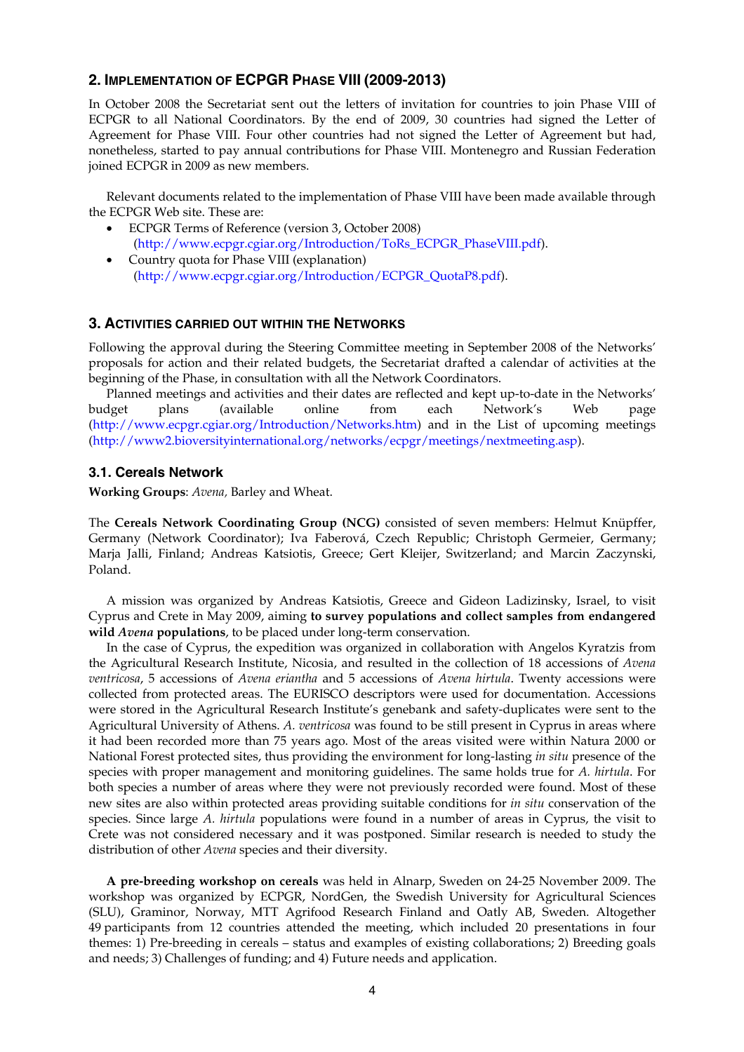## 2. Implementation of ECPGR Phase VIII (2009-2013)

In October 2008 the Secretariat sent out the letters of invitation for countries to join Phase VIII of ECPGR to all National Coordinators. By the end of 2009, 30 countries had signed the Letter of Agreement for Phase VIII. Four other countries had not signed the Letter of Agreement but had, nonetheless, started to pay annual contributions for Phase VIII. Montenegro and Russian Federation joined ECPGR in 2009 as new members.

Relevant documents related to the implementation of Phase VIII have been made available through the ECPGR Web site. These are:

- ECPGR Terms of Reference (version 3, October 2008) (http://www.ecpgr.cgiar.org/Introduction/ToRs_ECPGR_PhaseVIII.pdf).
- Country quota for Phase VIII (explanation) (http://www.ecpgr.cgiar.org/Introduction/ECPGR_QuotaP8.pdf).

## 3. Activities carried out within the Networks

Following the approval during the Steering Committee meeting in September 2008 of the Networks' proposals for action and their related budgets, the Secretariat drafted a calendar of activities at the beginning of the Phase, in consultation with all the Network Coordinators.

Planned meetings and activities and their dates are reflected and kept up-to-date in the Networks' budget plans (available online from each Network's Web page (http://www.ecpgr.cgiar.org/Introduction/Networks.htm) and in the List of upcoming meetings (http://www2.bioversityinternational.org/networks/ecpgr/meetings/nextmeeting.asp).

### 3.1. Cereals Network

**Working Groups**: *Avena,* Barley and Wheat.

The **Cereals Network Coordinating Group (NCG)** consisted of seven members: Helmut Knüpffer, Germany (Network Coordinator); Iva Faberová, Czech Republic; Christoph Germeier, Germany; Marja Jalli, Finland; Andreas Katsiotis, Greece; Gert Kleijer, Switzerland; and Marcin Zaczynski, Poland.

A mission was organized by Andreas Katsiotis, Greece and Gideon Ladizinsky, Israel, to visit Cyprus and Crete in May 2009, aiming **to survey populations and collect samples from endangered wild *Avena* populations**, to be placed under long-term conservation.

In the case of Cyprus, the expedition was organized in collaboration with Angelos Kyratzis from the Agricultural Research Institute, Nicosia, and resulted in the collection of 18 accessions of *Avena ventricosa*, 5 accessions of *Avena eriantha* and 5 accessions of *Avena hirtula*. Twenty accessions were collected from protected areas. The EURISCO descriptors were used for documentation. Accessions were stored in the Agricultural Research Institute's genebank and safety-duplicates were sent to the Agricultural University of Athens. *A. ventricosa* was found to be still present in Cyprus in areas where it had been recorded more than 75 years ago. Most of the areas visited were within Natura 2000 or National Forest protected sites, thus providing the environment for long-lasting *in situ* presence of the species with proper management and monitoring guidelines. The same holds true for *A. hirtula*. For both species a number of areas where they were not previously recorded were found. Most of these new sites are also within protected areas providing suitable conditions for *in situ* conservation of the species. Since large *A. hirtula* populations were found in a number of areas in Cyprus, the visit to Crete was not considered necessary and it was postponed. Similar research is needed to study the distribution of other *Avena* species and their diversity.

**A pre-breeding workshop on cereals** was held in Alnarp, Sweden on 24-25 November 2009. The workshop was organized by ECPGR, NordGen, the Swedish University for Agricultural Sciences (SLU), Graminor, Norway, MTT Agrifood Research Finland and Oatly AB, Sweden. Altogether 49 participants from 12 countries attended the meeting, which included 20 presentations in four themes: 1) Pre-breeding in cereals – status and examples of existing collaborations; 2) Breeding goals and needs; 3) Challenges of funding; and 4) Future needs and application.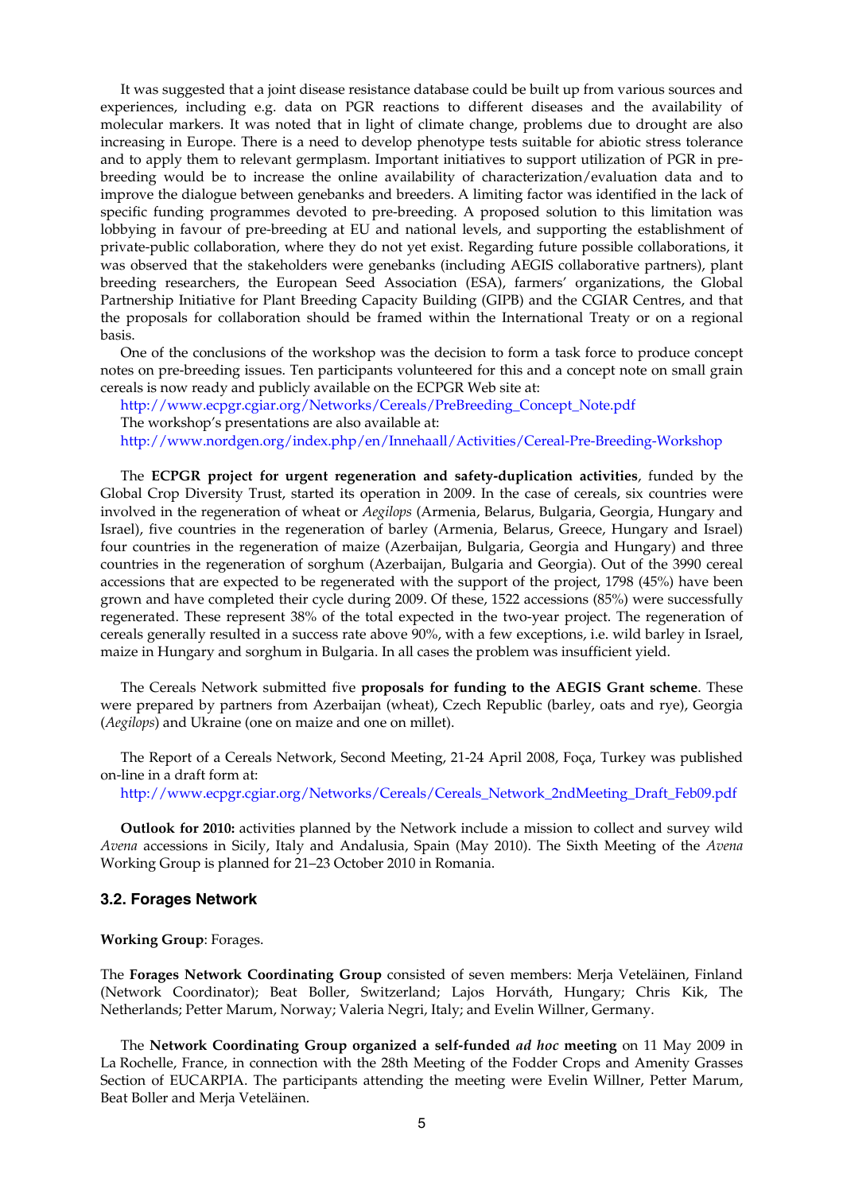It was suggested that a joint disease resistance database could be built up from various sources and experiences, including e.g. data on PGR reactions to different diseases and the availability of molecular markers. It was noted that in light of climate change, problems due to drought are also increasing in Europe. There is a need to develop phenotype tests suitable for abiotic stress tolerance and to apply them to relevant germplasm. Important initiatives to support utilization of PGR in pre-breeding would be to increase the online availability of characterization/evaluation data and to improve the dialogue between genebanks and breeders. A limiting factor was identified in the lack of specific funding programmes devoted to pre-breeding. A proposed solution to this limitation was lobbying in favour of pre-breeding at EU and national levels, and supporting the establishment of private-public collaboration, where they do not yet exist. Regarding future possible collaborations, it was observed that the stakeholders were genebanks (including AEGIS collaborative partners), plant breeding researchers, the European Seed Association (ESA), farmers' organizations, the Global Partnership Initiative for Plant Breeding Capacity Building (GIPB) and the CGIAR Centres, and that the proposals for collaboration should be framed within the International Treaty or on a regional basis.

One of the conclusions of the workshop was the decision to form a task force to produce concept notes on pre-breeding issues. Ten participants volunteered for this and a concept note on small grain cereals is now ready and publicly available on the ECPGR Web site at:

http://www.ecpgr.cgiar.org/Networks/Cereals/PreBreeding_Concept_Note.pdf

The workshop's presentations are also available at:

http://www.nordgen.org/index.php/en/Innehaall/Activities/Cereal-Pre-Breeding-Workshop

The **ECPGR project for urgent regeneration and safety-duplication activities**, funded by the Global Crop Diversity Trust, started its operation in 2009. In the case of cereals, six countries were involved in the regeneration of wheat or *Aegilops* (Armenia, Belarus, Bulgaria, Georgia, Hungary and Israel), five countries in the regeneration of barley (Armenia, Belarus, Greece, Hungary and Israel) four countries in the regeneration of maize (Azerbaijan, Bulgaria, Georgia and Hungary) and three countries in the regeneration of sorghum (Azerbaijan, Bulgaria and Georgia). Out of the 3990 cereal accessions that are expected to be regenerated with the support of the project, 1798 (45%) have been grown and have completed their cycle during 2009. Of these, 1522 accessions (85%) were successfully regenerated. These represent 38% of the total expected in the two-year project. The regeneration of cereals generally resulted in a success rate above 90%, with a few exceptions, i.e. wild barley in Israel, maize in Hungary and sorghum in Bulgaria. In all cases the problem was insufficient yield.

The Cereals Network submitted five **proposals for funding to the AEGIS Grant scheme**. These were prepared by partners from Azerbaijan (wheat), Czech Republic (barley, oats and rye), Georgia (*Aegilops*) and Ukraine (one on maize and one on millet).

The Report of a Cereals Network, Second Meeting, 21-24 April 2008, Foça, Turkey was published on-line in a draft form at:

http://www.ecpgr.cgiar.org/Networks/Cereals/Cereals_Network_2ndMeeting_Draft_Feb09.pdf

**Outlook for 2010:** activities planned by the Network include a mission to collect and survey wild *Avena* accessions in Sicily, Italy and Andalusia, Spain (May 2010). The Sixth Meeting of the *Avena* Working Group is planned for 21–23 October 2010 in Romania.

### 3.2. Forages Network

**Working Group**: Forages.

The **Forages Network Coordinating Group** consisted of seven members: Merja Veteläinen, Finland (Network Coordinator); Beat Boller, Switzerland; Lajos Horváth, Hungary; Chris Kik, The Netherlands; Petter Marum, Norway; Valeria Negri, Italy; and Evelin Willner, Germany.

The **Network Coordinating Group organized a self-funded *ad hoc* meeting** on 11 May 2009 in La Rochelle, France, in connection with the 28th Meeting of the Fodder Crops and Amenity Grasses Section of EUCARPIA. The participants attending the meeting were Evelin Willner, Petter Marum, Beat Boller and Merja Veteläinen.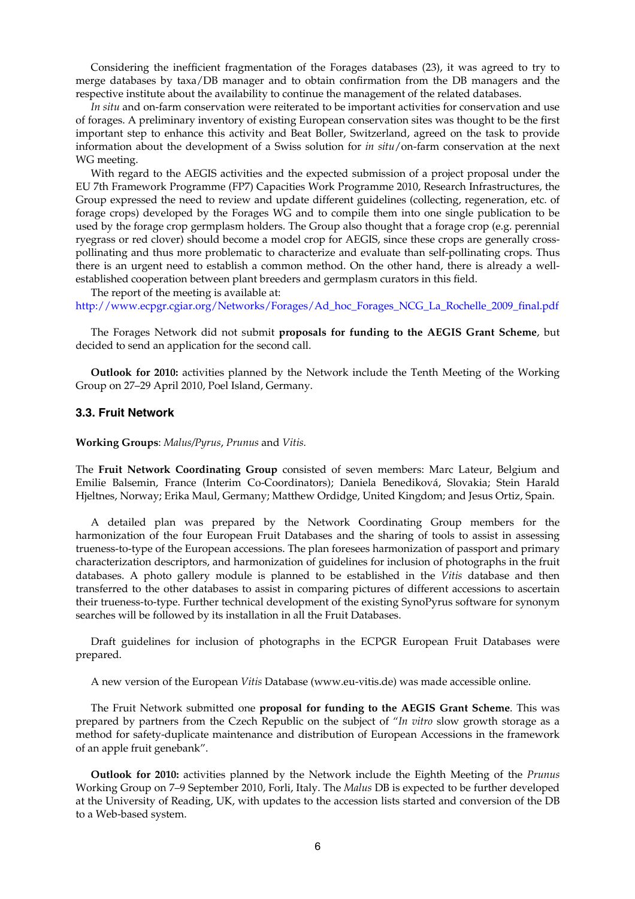Considering the inefficient fragmentation of the Forages databases (23), it was agreed to try to merge databases by taxa/DB manager and to obtain confirmation from the DB managers and the respective institute about the availability to continue the management of the related databases.

*In situ* and on-farm conservation were reiterated to be important activities for conservation and use of forages. A preliminary inventory of existing European conservation sites was thought to be the first important step to enhance this activity and Beat Boller, Switzerland, agreed on the task to provide information about the development of a Swiss solution for *in situ*/on-farm conservation at the next WG meeting.

With regard to the AEGIS activities and the expected submission of a project proposal under the EU 7th Framework Programme (FP7) Capacities Work Programme 2010, Research Infrastructures, the Group expressed the need to review and update different guidelines (collecting, regeneration, etc. of forage crops) developed by the Forages WG and to compile them into one single publication to be used by the forage crop germplasm holders. The Group also thought that a forage crop (e.g. perennial ryegrass or red clover) should become a model crop for AEGIS, since these crops are generally cross-pollinating and thus more problematic to characterize and evaluate than self-pollinating crops. Thus there is an urgent need to establish a common method. On the other hand, there is already a well-established cooperation between plant breeders and germplasm curators in this field.

The report of the meeting is available at:
http://www.ecpgr.cgiar.org/Networks/Forages/Ad_hoc_Forages_NCG_La_Rochelle_2009_final.pdf

The Forages Network did not submit **proposals for funding to the AEGIS Grant Scheme**, but decided to send an application for the second call.

**Outlook for 2010:** activities planned by the Network include the Tenth Meeting of the Working Group on 27–29 April 2010, Poel Island, Germany.

### 3.3. Fruit Network

**Working Groups**: *Malus/Pyrus*, *Prunus* and *Vitis.*

The **Fruit Network Coordinating Group** consisted of seven members: Marc Lateur, Belgium and Emilie Balsemin, France (Interim Co-Coordinators); Daniela Benediková, Slovakia; Stein Harald Hjeltnes, Norway; Erika Maul, Germany; Matthew Ordidge, United Kingdom; and Jesus Ortiz, Spain.

A detailed plan was prepared by the Network Coordinating Group members for the harmonization of the four European Fruit Databases and the sharing of tools to assist in assessing trueness-to-type of the European accessions. The plan foresees harmonization of passport and primary characterization descriptors, and harmonization of guidelines for inclusion of photographs in the fruit databases. A photo gallery module is planned to be established in the *Vitis* database and then transferred to the other databases to assist in comparing pictures of different accessions to ascertain their trueness-to-type. Further technical development of the existing SynoPyrus software for synonym searches will be followed by its installation in all the Fruit Databases.

Draft guidelines for inclusion of photographs in the ECPGR European Fruit Databases were prepared.

A new version of the European *Vitis* Database (www.eu-vitis.de) was made accessible online.

The Fruit Network submitted one **proposal for funding to the AEGIS Grant Scheme**. This was prepared by partners from the Czech Republic on the subject of "*In vitro* slow growth storage as a method for safety-duplicate maintenance and distribution of European Accessions in the framework of an apple fruit genebank".

**Outlook for 2010:** activities planned by the Network include the Eighth Meeting of the *Prunus* Working Group on 7–9 September 2010, Forli, Italy. The *Malus* DB is expected to be further developed at the University of Reading, UK, with updates to the accession lists started and conversion of the DB to a Web-based system.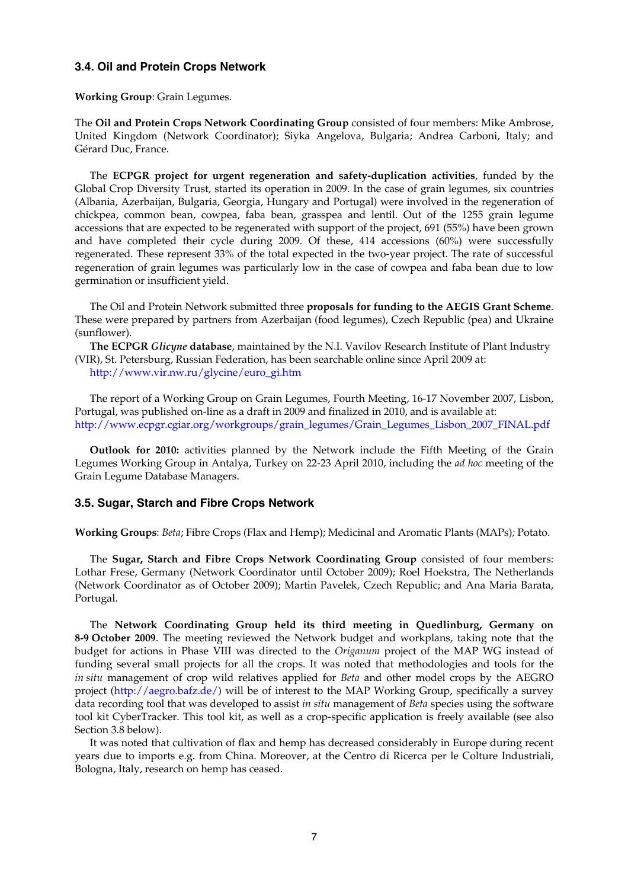### 3.4. Oil and Protein Crops Network

**Working Group**: Grain Legumes.

The **Oil and Protein Crops Network Coordinating Group** consisted of four members: Mike Ambrose, United Kingdom (Network Coordinator); Siyka Angelova, Bulgaria; Andrea Carboni, Italy; and Gérard Duc, France.

The **ECPGR project for urgent regeneration and safety-duplication activities**, funded by the Global Crop Diversity Trust, started its operation in 2009. In the case of grain legumes, six countries (Albania, Azerbaijan, Bulgaria, Georgia, Hungary and Portugal) were involved in the regeneration of chickpea, common bean, cowpea, faba bean, grasspea and lentil. Out of the 1255 grain legume accessions that are expected to be regenerated with support of the project, 691 (55%) have been grown and have completed their cycle during 2009. Of these, 414 accessions (60%) were successfully regenerated. These represent 33% of the total expected in the two-year project. The rate of successful regeneration of grain legumes was particularly low in the case of cowpea and faba bean due to low germination or insufficient yield.

The Oil and Protein Network submitted three **proposals for funding to the AEGIS Grant Scheme**. These were prepared by partners from Azerbaijan (food legumes), Czech Republic (pea) and Ukraine (sunflower).

**The ECPGR *Glicyne* database**, maintained by the N.I. Vavilov Research Institute of Plant Industry (VIR), St. Petersburg, Russian Federation, has been searchable online since April 2009 at: http://www.vir.nw.ru/glycine/euro_gi.htm

The report of a Working Group on Grain Legumes, Fourth Meeting, 16-17 November 2007, Lisbon, Portugal, was published on-line as a draft in 2009 and finalized in 2010, and is available at: http://www.ecpgr.cgiar.org/workgroups/grain_legumes/Grain_Legumes_Lisbon_2007_FINAL.pdf

**Outlook for 2010:** activities planned by the Network include the Fifth Meeting of the Grain Legumes Working Group in Antalya, Turkey on 22-23 April 2010, including the *ad hoc* meeting of the Grain Legume Database Managers.

### 3.5. Sugar, Starch and Fibre Crops Network

**Working Groups**: *Beta*; Fibre Crops (Flax and Hemp); Medicinal and Aromatic Plants (MAPs); Potato.

The **Sugar, Starch and Fibre Crops Network Coordinating Group** consisted of four members: Lothar Frese, Germany (Network Coordinator until October 2009); Roel Hoekstra, The Netherlands (Network Coordinator as of October 2009); Martin Pavelek, Czech Republic; and Ana Maria Barata, Portugal.

The **Network Coordinating Group held its third meeting in Quedlinburg, Germany on 8-9 October 2009**. The meeting reviewed the Network budget and workplans, taking note that the budget for actions in Phase VIII was directed to the *Origanum* project of the MAP WG instead of funding several small projects for all the crops. It was noted that methodologies and tools for the *in situ* management of crop wild relatives applied for *Beta* and other model crops by the AEGRO project (http://aegro.bafz.de/) will be of interest to the MAP Working Group, specifically a survey data recording tool that was developed to assist *in situ* management of *Beta* species using the software tool kit CyberTracker. This tool kit, as well as a crop-specific application is freely available (see also Section 3.8 below).

It was noted that cultivation of flax and hemp has decreased considerably in Europe during recent years due to imports e.g. from China. Moreover, at the Centro di Ricerca per le Colture Industriali, Bologna, Italy, research on hemp has ceased.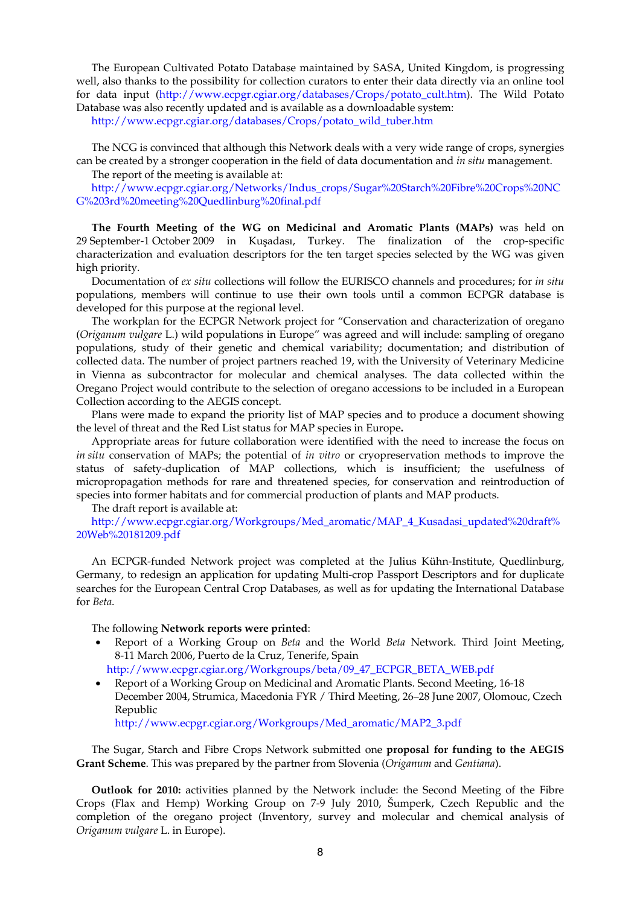The European Cultivated Potato Database maintained by SASA, United Kingdom, is progressing well, also thanks to the possibility for collection curators to enter their data directly via an online tool for data input (http://www.ecpgr.cgiar.org/databases/Crops/potato_cult.htm). The Wild Potato Database was also recently updated and is available as a downloadable system:
http://www.ecpgr.cgiar.org/databases/Crops/potato_wild_tuber.htm

The NCG is convinced that although this Network deals with a very wide range of crops, synergies can be created by a stronger cooperation in the field of data documentation and *in situ* management.

The report of the meeting is available at:
http://www.ecpgr.cgiar.org/Networks/Indus_crops/Sugar%20Starch%20Fibre%20Crops%20NCG%203rd%20meeting%20Quedlinburg%20final.pdf

**The Fourth Meeting of the WG on Medicinal and Aromatic Plants (MAPs)** was held on 29 September-1 October 2009 in Kuşadası, Turkey. The finalization of the crop-specific characterization and evaluation descriptors for the ten target species selected by the WG was given high priority.

Documentation of *ex situ* collections will follow the EURISCO channels and procedures; for *in situ* populations, members will continue to use their own tools until a common ECPGR database is developed for this purpose at the regional level.

The workplan for the ECPGR Network project for "Conservation and characterization of oregano (*Origanum vulgare* L.) wild populations in Europe" was agreed and will include: sampling of oregano populations, study of their genetic and chemical variability; documentation; and distribution of collected data. The number of project partners reached 19, with the University of Veterinary Medicine in Vienna as subcontractor for molecular and chemical analyses. The data collected within the Oregano Project would contribute to the selection of oregano accessions to be included in a European Collection according to the AEGIS concept.

Plans were made to expand the priority list of MAP species and to produce a document showing the level of threat and the Red List status for MAP species in Europe**.**

Appropriate areas for future collaboration were identified with the need to increase the focus on *in situ* conservation of MAPs; the potential of *in vitro* or cryopreservation methods to improve the status of safety-duplication of MAP collections, which is insufficient; the usefulness of micropropagation methods for rare and threatened species, for conservation and reintroduction of species into former habitats and for commercial production of plants and MAP products.

The draft report is available at:
http://www.ecpgr.cgiar.org/Workgroups/Med_aromatic/MAP_4_Kusadasi_updated%20draft%20Web%20181209.pdf

An ECPGR-funded Network project was completed at the Julius Kühn-Institute, Quedlinburg, Germany, to redesign an application for updating Multi-crop Passport Descriptors and for duplicate searches for the European Central Crop Databases, as well as for updating the International Database for *Beta*.

The following **Network reports were printed**:

- Report of a Working Group on *Beta* and the World *Beta* Network. Third Joint Meeting, 8-11 March 2006, Puerto de la Cruz, Tenerife, Spain
  http://www.ecpgr.cgiar.org/Workgroups/beta/09_47_ECPGR_BETA_WEB.pdf
- Report of a Working Group on Medicinal and Aromatic Plants. Second Meeting, 16-18 December 2004, Strumica, Macedonia FYR / Third Meeting, 26–28 June 2007, Olomouc, Czech Republic
  http://www.ecpgr.cgiar.org/Workgroups/Med_aromatic/MAP2_3.pdf

The Sugar, Starch and Fibre Crops Network submitted one **proposal for funding to the AEGIS Grant Scheme**. This was prepared by the partner from Slovenia (*Origanum* and *Gentiana*).

**Outlook for 2010:** activities planned by the Network include: the Second Meeting of the Fibre Crops (Flax and Hemp) Working Group on 7-9 July 2010, Šumperk, Czech Republic and the completion of the oregano project (Inventory, survey and molecular and chemical analysis of *Origanum vulgare* L. in Europe).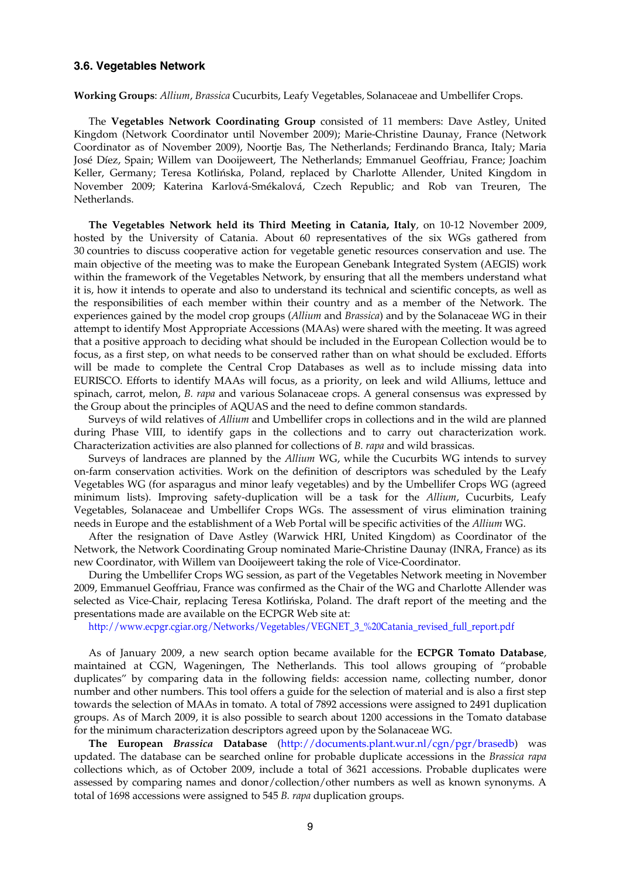### 3.6. Vegetables Network

**Working Groups**: *Allium*, *Brassica* Cucurbits, Leafy Vegetables, Solanaceae and Umbellifer Crops.

The **Vegetables Network Coordinating Group** consisted of 11 members: Dave Astley, United Kingdom (Network Coordinator until November 2009); Marie-Christine Daunay, France (Network Coordinator as of November 2009), Noortje Bas, The Netherlands; Ferdinando Branca, Italy; Maria José Díez, Spain; Willem van Dooijeweert, The Netherlands; Emmanuel Geoffriau, France; Joachim Keller, Germany; Teresa Kotlińska, Poland, replaced by Charlotte Allender, United Kingdom in November 2009; Katerina Karlová-Smékalová, Czech Republic; and Rob van Treuren, The Netherlands.

**The Vegetables Network held its Third Meeting in Catania, Italy**, on 10-12 November 2009, hosted by the University of Catania. About 60 representatives of the six WGs gathered from 30 countries to discuss cooperative action for vegetable genetic resources conservation and use. The main objective of the meeting was to make the European Genebank Integrated System (AEGIS) work within the framework of the Vegetables Network, by ensuring that all the members understand what it is, how it intends to operate and also to understand its technical and scientific concepts, as well as the responsibilities of each member within their country and as a member of the Network. The experiences gained by the model crop groups (*Allium* and *Brassica*) and by the Solanaceae WG in their attempt to identify Most Appropriate Accessions (MAAs) were shared with the meeting. It was agreed that a positive approach to deciding what should be included in the European Collection would be to focus, as a first step, on what needs to be conserved rather than on what should be excluded. Efforts will be made to complete the Central Crop Databases as well as to include missing data into EURISCO. Efforts to identify MAAs will focus, as a priority, on leek and wild Alliums, lettuce and spinach, carrot, melon, *B. rapa* and various Solanaceae crops. A general consensus was expressed by the Group about the principles of AQUAS and the need to define common standards.

Surveys of wild relatives of *Allium* and Umbellifer crops in collections and in the wild are planned during Phase VIII, to identify gaps in the collections and to carry out characterization work. Characterization activities are also planned for collections of *B. rapa* and wild brassicas.

Surveys of landraces are planned by the *Allium* WG, while the Cucurbits WG intends to survey on-farm conservation activities. Work on the definition of descriptors was scheduled by the Leafy Vegetables WG (for asparagus and minor leafy vegetables) and by the Umbellifer Crops WG (agreed minimum lists). Improving safety-duplication will be a task for the *Allium*, Cucurbits, Leafy Vegetables, Solanaceae and Umbellifer Crops WGs. The assessment of virus elimination training needs in Europe and the establishment of a Web Portal will be specific activities of the *Allium* WG.

After the resignation of Dave Astley (Warwick HRI, United Kingdom) as Coordinator of the Network, the Network Coordinating Group nominated Marie-Christine Daunay (INRA, France) as its new Coordinator, with Willem van Dooijeweert taking the role of Vice-Coordinator.

During the Umbellifer Crops WG session, as part of the Vegetables Network meeting in November 2009, Emmanuel Geoffriau, France was confirmed as the Chair of the WG and Charlotte Allender was selected as Vice-Chair, replacing Teresa Kotlińska, Poland. The draft report of the meeting and the presentations made are available on the ECPGR Web site at:

http://www.ecpgr.cgiar.org/Networks/Vegetables/VEGNET_3_%20Catania_revised_full_report.pdf

As of January 2009, a new search option became available for the **ECPGR Tomato Database**, maintained at CGN, Wageningen, The Netherlands. This tool allows grouping of "probable duplicates" by comparing data in the following fields: accession name, collecting number, donor number and other numbers. This tool offers a guide for the selection of material and is also a first step towards the selection of MAAs in tomato. A total of 7892 accessions were assigned to 2491 duplication groups. As of March 2009, it is also possible to search about 1200 accessions in the Tomato database for the minimum characterization descriptors agreed upon by the Solanaceae WG.

**The European *Brassica* Database** (http://documents.plant.wur.nl/cgn/pgr/brasedb) was updated. The database can be searched online for probable duplicate accessions in the *Brassica rapa* collections which, as of October 2009, include a total of 3621 accessions. Probable duplicates were assessed by comparing names and donor/collection/other numbers as well as known synonyms. A total of 1698 accessions were assigned to 545 *B. rapa* duplication groups.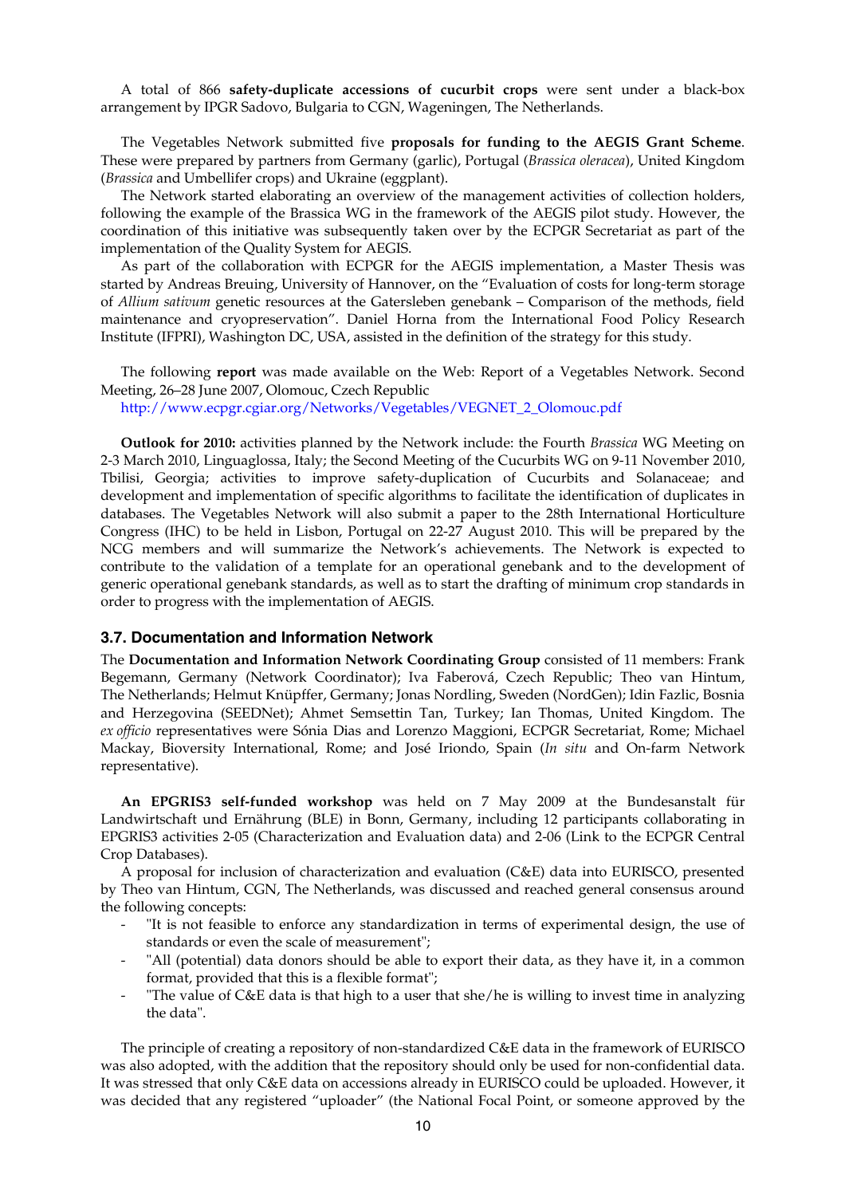A total of 866 **safety-duplicate accessions of cucurbit crops** were sent under a black-box arrangement by IPGR Sadovo, Bulgaria to CGN, Wageningen, The Netherlands.

The Vegetables Network submitted five **proposals for funding to the AEGIS Grant Scheme**. These were prepared by partners from Germany (garlic), Portugal (*Brassica oleracea*), United Kingdom (*Brassica* and Umbellifer crops) and Ukraine (eggplant).

The Network started elaborating an overview of the management activities of collection holders, following the example of the Brassica WG in the framework of the AEGIS pilot study. However, the coordination of this initiative was subsequently taken over by the ECPGR Secretariat as part of the implementation of the Quality System for AEGIS.

As part of the collaboration with ECPGR for the AEGIS implementation, a Master Thesis was started by Andreas Breuing, University of Hannover, on the "Evaluation of costs for long-term storage of *Allium sativum* genetic resources at the Gatersleben genebank – Comparison of the methods, field maintenance and cryopreservation". Daniel Horna from the International Food Policy Research Institute (IFPRI), Washington DC, USA, assisted in the definition of the strategy for this study.

The following **report** was made available on the Web: Report of a Vegetables Network. Second Meeting, 26–28 June 2007, Olomouc, Czech Republic
http://www.ecpgr.cgiar.org/Networks/Vegetables/VEGNET_2_Olomouc.pdf

**Outlook for 2010:** activities planned by the Network include: the Fourth *Brassica* WG Meeting on 2-3 March 2010, Linguaglossa, Italy; the Second Meeting of the Cucurbits WG on 9-11 November 2010, Tbilisi, Georgia; activities to improve safety-duplication of Cucurbits and Solanaceae; and development and implementation of specific algorithms to facilitate the identification of duplicates in databases. The Vegetables Network will also submit a paper to the 28th International Horticulture Congress (IHC) to be held in Lisbon, Portugal on 22-27 August 2010. This will be prepared by the NCG members and will summarize the Network's achievements. The Network is expected to contribute to the validation of a template for an operational genebank and to the development of generic operational genebank standards, as well as to start the drafting of minimum crop standards in order to progress with the implementation of AEGIS.

### 3.7. Documentation and Information Network

The **Documentation and Information Network Coordinating Group** consisted of 11 members: Frank Begemann, Germany (Network Coordinator); Iva Faberová, Czech Republic; Theo van Hintum, The Netherlands; Helmut Knüpffer, Germany; Jonas Nordling, Sweden (NordGen); Idin Fazlic, Bosnia and Herzegovina (SEEDNet); Ahmet Semsettin Tan, Turkey; Ian Thomas, United Kingdom. The *ex officio* representatives were Sónia Dias and Lorenzo Maggioni, ECPGR Secretariat, Rome; Michael Mackay, Bioversity International, Rome; and José Iriondo, Spain (*In situ* and On-farm Network representative).

**An EPGRIS3 self-funded workshop** was held on 7 May 2009 at the Bundesanstalt für Landwirtschaft und Ernährung (BLE) in Bonn, Germany, including 12 participants collaborating in EPGRIS3 activities 2-05 (Characterization and Evaluation data) and 2-06 (Link to the ECPGR Central Crop Databases).

A proposal for inclusion of characterization and evaluation (C&E) data into EURISCO, presented by Theo van Hintum, CGN, The Netherlands, was discussed and reached general consensus around the following concepts:

- "It is not feasible to enforce any standardization in terms of experimental design, the use of standards or even the scale of measurement";
- "All (potential) data donors should be able to export their data, as they have it, in a common format, provided that this is a flexible format";
- "The value of C&E data is that high to a user that she/he is willing to invest time in analyzing the data".

The principle of creating a repository of non-standardized C&E data in the framework of EURISCO was also adopted, with the addition that the repository should only be used for non-confidential data. It was stressed that only C&E data on accessions already in EURISCO could be uploaded. However, it was decided that any registered "uploader" (the National Focal Point, or someone approved by the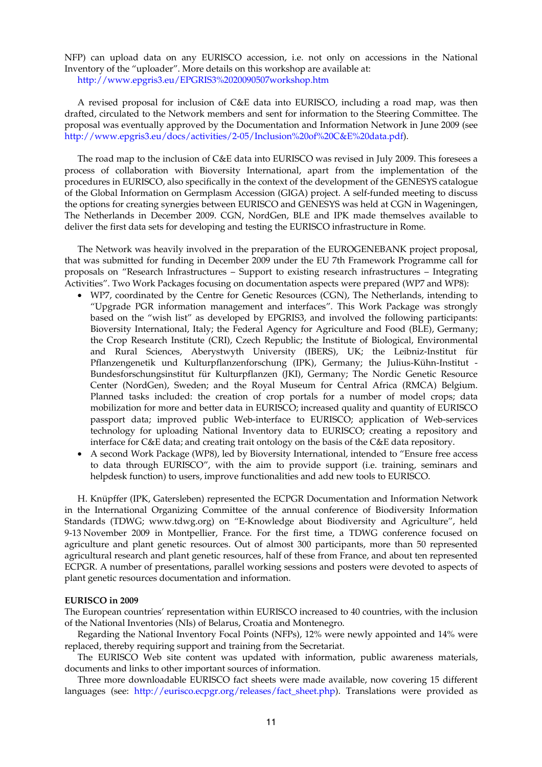NFP) can upload data on any EURISCO accession, i.e. not only on accessions in the National Inventory of the "uploader". More details on this workshop are available at: http://www.epgris3.eu/EPGRIS3%2020090507workshop.htm

A revised proposal for inclusion of C&E data into EURISCO, including a road map, was then drafted, circulated to the Network members and sent for information to the Steering Committee. The proposal was eventually approved by the Documentation and Information Network in June 2009 (see http://www.epgris3.eu/docs/activities/2-05/Inclusion%20of%20C&E%20data.pdf).

The road map to the inclusion of C&E data into EURISCO was revised in July 2009. This foresees a process of collaboration with Bioversity International, apart from the implementation of the procedures in EURISCO, also specifically in the context of the development of the GENESYS catalogue of the Global Information on Germplasm Accession (GIGA) project. A self-funded meeting to discuss the options for creating synergies between EURISCO and GENESYS was held at CGN in Wageningen, The Netherlands in December 2009. CGN, NordGen, BLE and IPK made themselves available to deliver the first data sets for developing and testing the EURISCO infrastructure in Rome.

The Network was heavily involved in the preparation of the EUROGENEBANK project proposal, that was submitted for funding in December 2009 under the EU 7th Framework Programme call for proposals on "Research Infrastructures – Support to existing research infrastructures – Integrating Activities". Two Work Packages focusing on documentation aspects were prepared (WP7 and WP8):

- WP7, coordinated by the Centre for Genetic Resources (CGN), The Netherlands, intending to "Upgrade PGR information management and interfaces". This Work Package was strongly based on the "wish list" as developed by EPGRIS3, and involved the following participants: Bioversity International, Italy; the Federal Agency for Agriculture and Food (BLE), Germany; the Crop Research Institute (CRI), Czech Republic; the Institute of Biological, Environmental and Rural Sciences, Aberystwyth University (IBERS), UK; the Leibniz-Institut für Pflanzengenetik und Kulturpflanzenforschung (IPK), Germany; the Julius-Kühn-Institut - Bundesforschungsinstitut für Kulturpflanzen (JKI), Germany; The Nordic Genetic Resource Center (NordGen), Sweden; and the Royal Museum for Central Africa (RMCA) Belgium. Planned tasks included: the creation of crop portals for a number of model crops; data mobilization for more and better data in EURISCO; increased quality and quantity of EURISCO passport data; improved public Web-interface to EURISCO; application of Web-services technology for uploading National Inventory data to EURISCO; creating a repository and interface for C&E data; and creating trait ontology on the basis of the C&E data repository.
- A second Work Package (WP8), led by Bioversity International, intended to "Ensure free access to data through EURISCO", with the aim to provide support (i.e. training, seminars and helpdesk function) to users, improve functionalities and add new tools to EURISCO.

H. Knüpffer (IPK, Gatersleben) represented the ECPGR Documentation and Information Network in the International Organizing Committee of the annual conference of Biodiversity Information Standards (TDWG; www.tdwg.org) on "E-Knowledge about Biodiversity and Agriculture", held 9-13 November 2009 in Montpellier, France. For the first time, a TDWG conference focused on agriculture and plant genetic resources. Out of almost 300 participants, more than 50 represented agricultural research and plant genetic resources, half of these from France, and about ten represented ECPGR. A number of presentations, parallel working sessions and posters were devoted to aspects of plant genetic resources documentation and information.

**EURISCO in 2009**

The European countries' representation within EURISCO increased to 40 countries, with the inclusion of the National Inventories (NIs) of Belarus, Croatia and Montenegro.

Regarding the National Inventory Focal Points (NFPs), 12% were newly appointed and 14% were replaced, thereby requiring support and training from the Secretariat.

The EURISCO Web site content was updated with information, public awareness materials, documents and links to other important sources of information.

Three more downloadable EURISCO fact sheets were made available, now covering 15 different languages (see: http://eurisco.ecpgr.org/releases/fact_sheet.php). Translations were provided as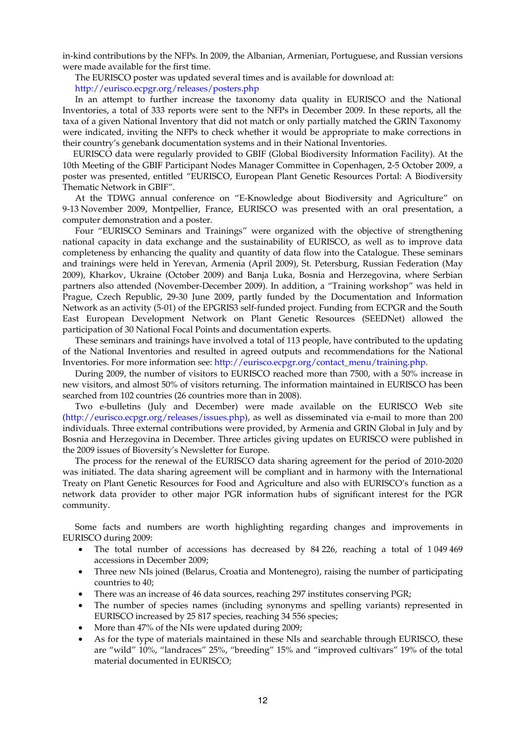in-kind contributions by the NFPs. In 2009, the Albanian, Armenian, Portuguese, and Russian versions were made available for the first time.

The EURISCO poster was updated several times and is available for download at: http://eurisco.ecpgr.org/releases/posters.php

In an attempt to further increase the taxonomy data quality in EURISCO and the National Inventories, a total of 333 reports were sent to the NFPs in December 2009. In these reports, all the taxa of a given National Inventory that did not match or only partially matched the GRIN Taxonomy were indicated, inviting the NFPs to check whether it would be appropriate to make corrections in their country's genebank documentation systems and in their National Inventories.

EURISCO data were regularly provided to GBIF (Global Biodiversity Information Facility). At the 10th Meeting of the GBIF Participant Nodes Manager Committee in Copenhagen, 2-5 October 2009, a poster was presented, entitled "EURISCO, European Plant Genetic Resources Portal: A Biodiversity Thematic Network in GBIF".

At the TDWG annual conference on "E-Knowledge about Biodiversity and Agriculture" on 9-13 November 2009, Montpellier, France, EURISCO was presented with an oral presentation, a computer demonstration and a poster.

Four "EURISCO Seminars and Trainings" were organized with the objective of strengthening national capacity in data exchange and the sustainability of EURISCO, as well as to improve data completeness by enhancing the quality and quantity of data flow into the Catalogue. These seminars and trainings were held in Yerevan, Armenia (April 2009), St. Petersburg, Russian Federation (May 2009), Kharkov, Ukraine (October 2009) and Banja Luka, Bosnia and Herzegovina, where Serbian partners also attended (November-December 2009). In addition, a "Training workshop" was held in Prague, Czech Republic, 29-30 June 2009, partly funded by the Documentation and Information Network as an activity (5-01) of the EPGRIS3 self-funded project. Funding from ECPGR and the South East European Development Network on Plant Genetic Resources (SEEDNet) allowed the participation of 30 National Focal Points and documentation experts.

These seminars and trainings have involved a total of 113 people, have contributed to the updating of the National Inventories and resulted in agreed outputs and recommendations for the National Inventories. For more information see: http://eurisco.ecpgr.org/contact_menu/training.php.

During 2009, the number of visitors to EURISCO reached more than 7500, with a 50% increase in new visitors, and almost 50% of visitors returning. The information maintained in EURISCO has been searched from 102 countries (26 countries more than in 2008).

Two e-bulletins (July and December) were made available on the EURISCO Web site (http://eurisco.ecpgr.org/releases/issues.php), as well as disseminated via e-mail to more than 200 individuals. Three external contributions were provided, by Armenia and GRIN Global in July and by Bosnia and Herzegovina in December. Three articles giving updates on EURISCO were published in the 2009 issues of Bioversity's Newsletter for Europe.

The process for the renewal of the EURISCO data sharing agreement for the period of 2010-2020 was initiated. The data sharing agreement will be compliant and in harmony with the International Treaty on Plant Genetic Resources for Food and Agriculture and also with EURISCO's function as a network data provider to other major PGR information hubs of significant interest for the PGR community.

Some facts and numbers are worth highlighting regarding changes and improvements in EURISCO during 2009:

- The total number of accessions has decreased by 84 226, reaching a total of 1 049 469 accessions in December 2009;
- Three new NIs joined (Belarus, Croatia and Montenegro), raising the number of participating countries to 40;
- There was an increase of 46 data sources, reaching 297 institutes conserving PGR;
- The number of species names (including synonyms and spelling variants) represented in EURISCO increased by 25 817 species, reaching 34 556 species;
- More than 47% of the NIs were updated during 2009;
- As for the type of materials maintained in these NIs and searchable through EURISCO, these are "wild" 10%, "landraces" 25%, "breeding" 15% and "improved cultivars" 19% of the total material documented in EURISCO;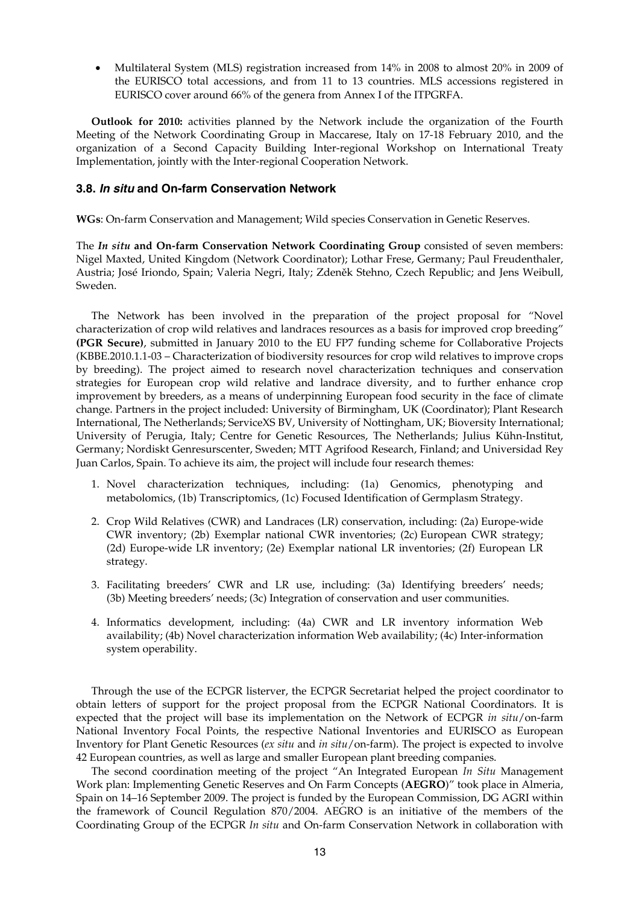- Multilateral System (MLS) registration increased from 14% in 2008 to almost 20% in 2009 of the EURISCO total accessions, and from 11 to 13 countries. MLS accessions registered in EURISCO cover around 66% of the genera from Annex I of the ITPGRFA.

**Outlook for 2010:** activities planned by the Network include the organization of the Fourth Meeting of the Network Coordinating Group in Maccarese, Italy on 17-18 February 2010, and the organization of a Second Capacity Building Inter-regional Workshop on International Treaty Implementation, jointly with the Inter-regional Cooperation Network.

### 3.8. *In situ* and On-farm Conservation Network

**WGs**: On-farm Conservation and Management; Wild species Conservation in Genetic Reserves.

The ***In situ* and On-farm Conservation Network Coordinating Group** consisted of seven members: Nigel Maxted, United Kingdom (Network Coordinator); Lothar Frese, Germany; Paul Freudenthaler, Austria; José Iriondo, Spain; Valeria Negri, Italy; Zdeněk Stehno, Czech Republic; and Jens Weibull, Sweden.

The Network has been involved in the preparation of the project proposal for "Novel characterization of crop wild relatives and landraces resources as a basis for improved crop breeding" **(PGR Secure)**, submitted in January 2010 to the EU FP7 funding scheme for Collaborative Projects (KBBE.2010.1.1-03 – Characterization of biodiversity resources for crop wild relatives to improve crops by breeding). The project aimed to research novel characterization techniques and conservation strategies for European crop wild relative and landrace diversity, and to further enhance crop improvement by breeders, as a means of underpinning European food security in the face of climate change. Partners in the project included: University of Birmingham, UK (Coordinator); Plant Research International, The Netherlands; ServiceXS BV, University of Nottingham, UK; Bioversity International; University of Perugia, Italy; Centre for Genetic Resources, The Netherlands; Julius Kühn-Institut, Germany; Nordiskt Genresurscenter, Sweden; MTT Agrifood Research, Finland; and Universidad Rey Juan Carlos, Spain. To achieve its aim, the project will include four research themes:

1. Novel characterization techniques, including: (1a) Genomics, phenotyping and metabolomics, (1b) Transcriptomics, (1c) Focused Identification of Germplasm Strategy.
2. Crop Wild Relatives (CWR) and Landraces (LR) conservation, including: (2a) Europe-wide CWR inventory; (2b) Exemplar national CWR inventories; (2c) European CWR strategy; (2d) Europe-wide LR inventory; (2e) Exemplar national LR inventories; (2f) European LR strategy.
3. Facilitating breeders' CWR and LR use, including: (3a) Identifying breeders' needs; (3b) Meeting breeders' needs; (3c) Integration of conservation and user communities.
4. Informatics development, including: (4a) CWR and LR inventory information Web availability; (4b) Novel characterization information Web availability; (4c) Inter-information system operability.

Through the use of the ECPGR listserver, the ECPGR Secretariat helped the project coordinator to obtain letters of support for the project proposal from the ECPGR National Coordinators. It is expected that the project will base its implementation on the Network of ECPGR *in situ*/on-farm National Inventory Focal Points, the respective National Inventories and EURISCO as European Inventory for Plant Genetic Resources (*ex situ* and *in situ*/on-farm). The project is expected to involve 42 European countries, as well as large and smaller European plant breeding companies.

The second coordination meeting of the project "An Integrated European *In Situ* Management Work plan: Implementing Genetic Reserves and On Farm Concepts (**AEGRO**)" took place in Almeria, Spain on 14–16 September 2009. The project is funded by the European Commission, DG AGRI within the framework of Council Regulation 870/2004. AEGRO is an initiative of the members of the Coordinating Group of the ECPGR *In situ* and On-farm Conservation Network in collaboration with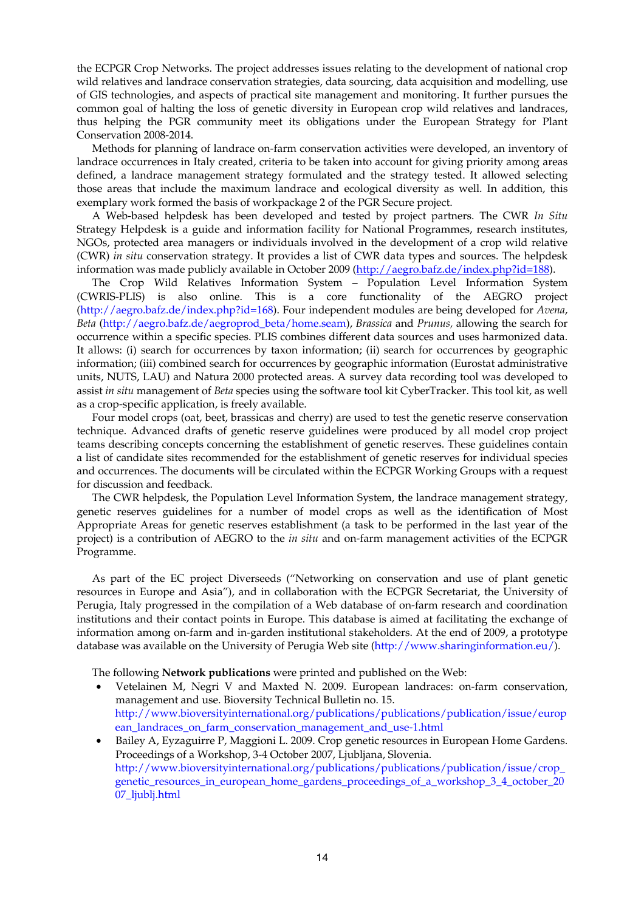the ECPGR Crop Networks. The project addresses issues relating to the development of national crop wild relatives and landrace conservation strategies, data sourcing, data acquisition and modelling, use of GIS technologies, and aspects of practical site management and monitoring. It further pursues the common goal of halting the loss of genetic diversity in European crop wild relatives and landraces, thus helping the PGR community meet its obligations under the European Strategy for Plant Conservation 2008-2014.

Methods for planning of landrace on-farm conservation activities were developed, an inventory of landrace occurrences in Italy created, criteria to be taken into account for giving priority among areas defined, a landrace management strategy formulated and the strategy tested. It allowed selecting those areas that include the maximum landrace and ecological diversity as well. In addition, this exemplary work formed the basis of workpackage 2 of the PGR Secure project.

A Web-based helpdesk has been developed and tested by project partners. The CWR *In Situ* Strategy Helpdesk is a guide and information facility for National Programmes, research institutes, NGOs, protected area managers or individuals involved in the development of a crop wild relative (CWR) *in situ* conservation strategy. It provides a list of CWR data types and sources. The helpdesk information was made publicly available in October 2009 (http://aegro.bafz.de/index.php?id=188).

The Crop Wild Relatives Information System – Population Level Information System (CWRIS-PLIS) is also online. This is a core functionality of the AEGRO project (http://aegro.bafz.de/index.php?id=168). Four independent modules are being developed for *Avena*, *Beta* (http://aegro.bafz.de/aegroprod_beta/home.seam), *Brassica* and *Prunus,* allowing the search for occurrence within a specific species. PLIS combines different data sources and uses harmonized data. It allows: (i) search for occurrences by taxon information; (ii) search for occurrences by geographic information; (iii) combined search for occurrences by geographic information (Eurostat administrative units, NUTS, LAU) and Natura 2000 protected areas. A survey data recording tool was developed to assist *in situ* management of *Beta* species using the software tool kit CyberTracker. This tool kit, as well as a crop-specific application, is freely available.

Four model crops (oat, beet, brassicas and cherry) are used to test the genetic reserve conservation technique. Advanced drafts of genetic reserve guidelines were produced by all model crop project teams describing concepts concerning the establishment of genetic reserves. These guidelines contain a list of candidate sites recommended for the establishment of genetic reserves for individual species and occurrences. The documents will be circulated within the ECPGR Working Groups with a request for discussion and feedback.

The CWR helpdesk, the Population Level Information System, the landrace management strategy, genetic reserves guidelines for a number of model crops as well as the identification of Most Appropriate Areas for genetic reserves establishment (a task to be performed in the last year of the project) is a contribution of AEGRO to the *in situ* and on-farm management activities of the ECPGR Programme.

As part of the EC project Diverseeds ("Networking on conservation and use of plant genetic resources in Europe and Asia"), and in collaboration with the ECPGR Secretariat, the University of Perugia, Italy progressed in the compilation of a Web database of on-farm research and coordination institutions and their contact points in Europe. This database is aimed at facilitating the exchange of information among on-farm and in-garden institutional stakeholders. At the end of 2009, a prototype database was available on the University of Perugia Web site (http://www.sharinginformation.eu/).

The following **Network publications** were printed and published on the Web:

- Vetelainen M, Negri V and Maxted N. 2009. European landraces: on-farm conservation, management and use. Bioversity Technical Bulletin no. 15. http://www.bioversityinternational.org/publications/publications/publication/issue/european_landraces_on_farm_conservation_management_and_use-1.html
- Bailey A, Eyzaguirre P, Maggioni L. 2009. Crop genetic resources in European Home Gardens. Proceedings of a Workshop, 3-4 October 2007, Ljubljana, Slovenia. http://www.bioversityinternational.org/publications/publications/publication/issue/crop_genetic_resources_in_european_home_gardens_proceedings_of_a_workshop_3_4_october_2007_ljublj.html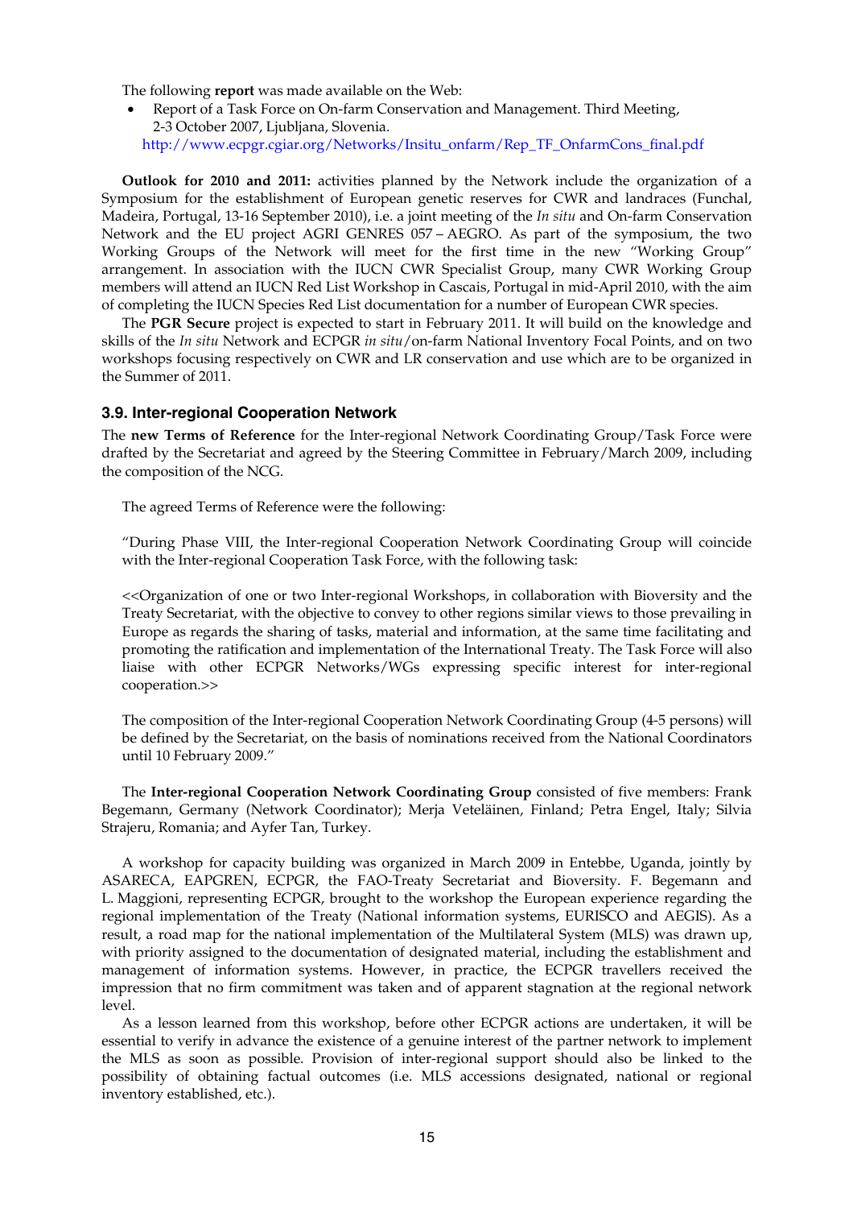The following **report** was made available on the Web:

- Report of a Task Force on On-farm Conservation and Management. Third Meeting, 2-3 October 2007, Ljubljana, Slovenia.
  http://www.ecpgr.cgiar.org/Networks/Insitu_onfarm/Rep_TF_OnfarmCons_final.pdf

**Outlook for 2010 and 2011:** activities planned by the Network include the organization of a Symposium for the establishment of European genetic reserves for CWR and landraces (Funchal, Madeira, Portugal, 13-16 September 2010), i.e. a joint meeting of the *In situ* and On-farm Conservation Network and the EU project AGRI GENRES 057 – AEGRO. As part of the symposium, the two Working Groups of the Network will meet for the first time in the new "Working Group" arrangement. In association with the IUCN CWR Specialist Group, many CWR Working Group members will attend an IUCN Red List Workshop in Cascais, Portugal in mid-April 2010, with the aim of completing the IUCN Species Red List documentation for a number of European CWR species.

The **PGR Secure** project is expected to start in February 2011. It will build on the knowledge and skills of the *In situ* Network and ECPGR *in situ*/on-farm National Inventory Focal Points, and on two workshops focusing respectively on CWR and LR conservation and use which are to be organized in the Summer of 2011.

### 3.9. Inter-regional Cooperation Network

The **new Terms of Reference** for the Inter-regional Network Coordinating Group/Task Force were drafted by the Secretariat and agreed by the Steering Committee in February/March 2009, including the composition of the NCG.

The agreed Terms of Reference were the following:

"During Phase VIII, the Inter-regional Cooperation Network Coordinating Group will coincide with the Inter-regional Cooperation Task Force, with the following task:

<<Organization of one or two Inter-regional Workshops, in collaboration with Bioversity and the Treaty Secretariat, with the objective to convey to other regions similar views to those prevailing in Europe as regards the sharing of tasks, material and information, at the same time facilitating and promoting the ratification and implementation of the International Treaty. The Task Force will also liaise with other ECPGR Networks/WGs expressing specific interest for inter-regional cooperation.>>

The composition of the Inter-regional Cooperation Network Coordinating Group (4-5 persons) will be defined by the Secretariat, on the basis of nominations received from the National Coordinators until 10 February 2009."

The **Inter-regional Cooperation Network Coordinating Group** consisted of five members: Frank Begemann, Germany (Network Coordinator); Merja Veteläinen, Finland; Petra Engel, Italy; Silvia Strajeru, Romania; and Ayfer Tan, Turkey.

A workshop for capacity building was organized in March 2009 in Entebbe, Uganda, jointly by ASARECA, EAPGREN, ECPGR, the FAO-Treaty Secretariat and Bioversity. F. Begemann and L. Maggioni, representing ECPGR, brought to the workshop the European experience regarding the regional implementation of the Treaty (National information systems, EURISCO and AEGIS). As a result, a road map for the national implementation of the Multilateral System (MLS) was drawn up, with priority assigned to the documentation of designated material, including the establishment and management of information systems. However, in practice, the ECPGR travellers received the impression that no firm commitment was taken and of apparent stagnation at the regional network level.

As a lesson learned from this workshop, before other ECPGR actions are undertaken, it will be essential to verify in advance the existence of a genuine interest of the partner network to implement the MLS as soon as possible. Provision of inter-regional support should also be linked to the possibility of obtaining factual outcomes (i.e. MLS accessions designated, national or regional inventory established, etc.).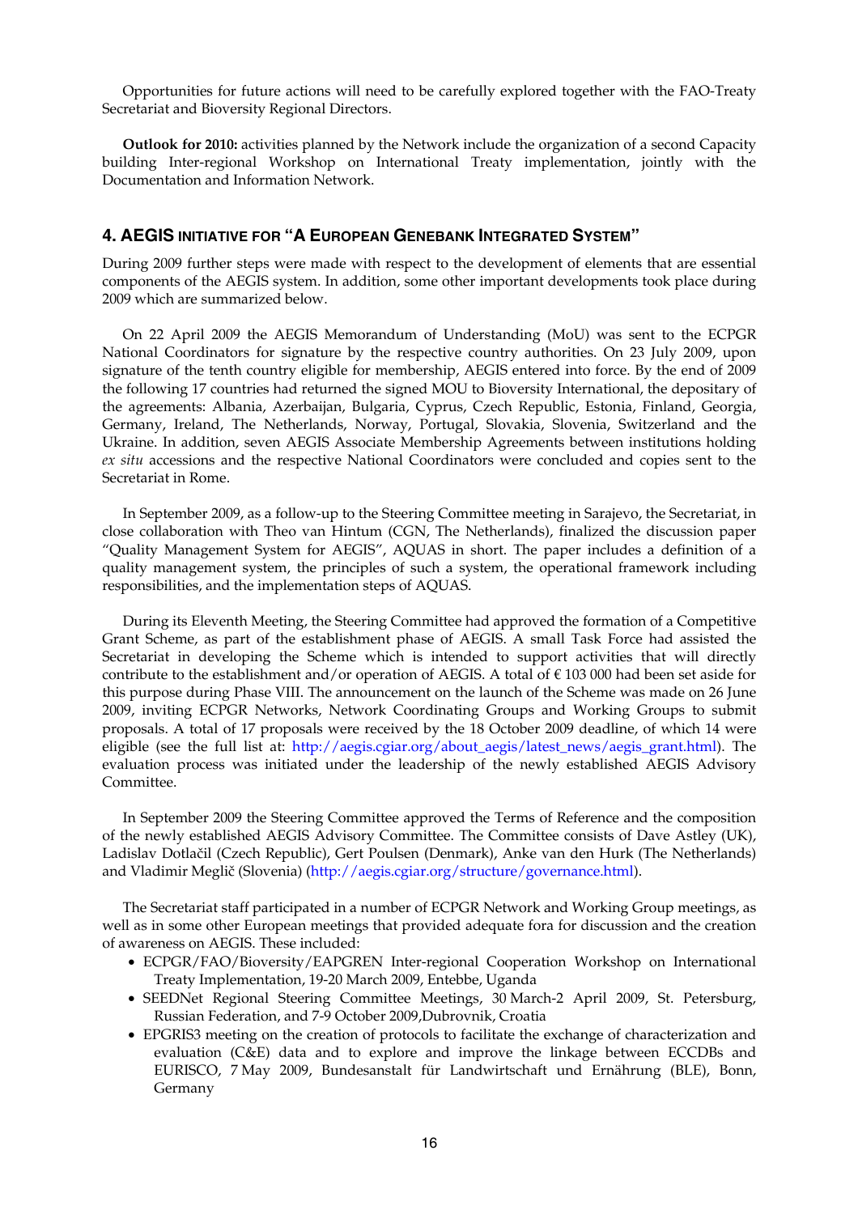Opportunities for future actions will need to be carefully explored together with the FAO-Treaty Secretariat and Bioversity Regional Directors.

**Outlook for 2010:** activities planned by the Network include the organization of a second Capacity building Inter-regional Workshop on International Treaty implementation, jointly with the Documentation and Information Network.

## 4. AEGIS INITIATIVE FOR "A EUROPEAN GENEBANK INTEGRATED SYSTEM"

During 2009 further steps were made with respect to the development of elements that are essential components of the AEGIS system. In addition, some other important developments took place during 2009 which are summarized below.

On 22 April 2009 the AEGIS Memorandum of Understanding (MoU) was sent to the ECPGR National Coordinators for signature by the respective country authorities. On 23 July 2009, upon signature of the tenth country eligible for membership, AEGIS entered into force. By the end of 2009 the following 17 countries had returned the signed MOU to Bioversity International, the depositary of the agreements: Albania, Azerbaijan, Bulgaria, Cyprus, Czech Republic, Estonia, Finland, Georgia, Germany, Ireland, The Netherlands, Norway, Portugal, Slovakia, Slovenia, Switzerland and the Ukraine. In addition, seven AEGIS Associate Membership Agreements between institutions holding *ex situ* accessions and the respective National Coordinators were concluded and copies sent to the Secretariat in Rome.

In September 2009, as a follow-up to the Steering Committee meeting in Sarajevo, the Secretariat, in close collaboration with Theo van Hintum (CGN, The Netherlands), finalized the discussion paper "Quality Management System for AEGIS", AQUAS in short. The paper includes a definition of a quality management system, the principles of such a system, the operational framework including responsibilities, and the implementation steps of AQUAS.

During its Eleventh Meeting, the Steering Committee had approved the formation of a Competitive Grant Scheme, as part of the establishment phase of AEGIS. A small Task Force had assisted the Secretariat in developing the Scheme which is intended to support activities that will directly contribute to the establishment and/or operation of AEGIS. A total of € 103 000 had been set aside for this purpose during Phase VIII. The announcement on the launch of the Scheme was made on 26 June 2009, inviting ECPGR Networks, Network Coordinating Groups and Working Groups to submit proposals. A total of 17 proposals were received by the 18 October 2009 deadline, of which 14 were eligible (see the full list at: http://aegis.cgiar.org/about_aegis/latest_news/aegis_grant.html). The evaluation process was initiated under the leadership of the newly established AEGIS Advisory Committee.

In September 2009 the Steering Committee approved the Terms of Reference and the composition of the newly established AEGIS Advisory Committee. The Committee consists of Dave Astley (UK), Ladislav Dotlačil (Czech Republic), Gert Poulsen (Denmark), Anke van den Hurk (The Netherlands) and Vladimir Meglič (Slovenia) (http://aegis.cgiar.org/structure/governance.html).

The Secretariat staff participated in a number of ECPGR Network and Working Group meetings, as well as in some other European meetings that provided adequate fora for discussion and the creation of awareness on AEGIS. These included:

- ECPGR/FAO/Bioversity/EAPGREN Inter-regional Cooperation Workshop on International Treaty Implementation, 19-20 March 2009, Entebbe, Uganda
- SEEDNet Regional Steering Committee Meetings, 30 March-2 April 2009, St. Petersburg, Russian Federation, and 7-9 October 2009,Dubrovnik, Croatia
- EPGRIS3 meeting on the creation of protocols to facilitate the exchange of characterization and evaluation (C&E) data and to explore and improve the linkage between ECCDBs and EURISCO, 7 May 2009, Bundesanstalt für Landwirtschaft und Ernährung (BLE), Bonn, Germany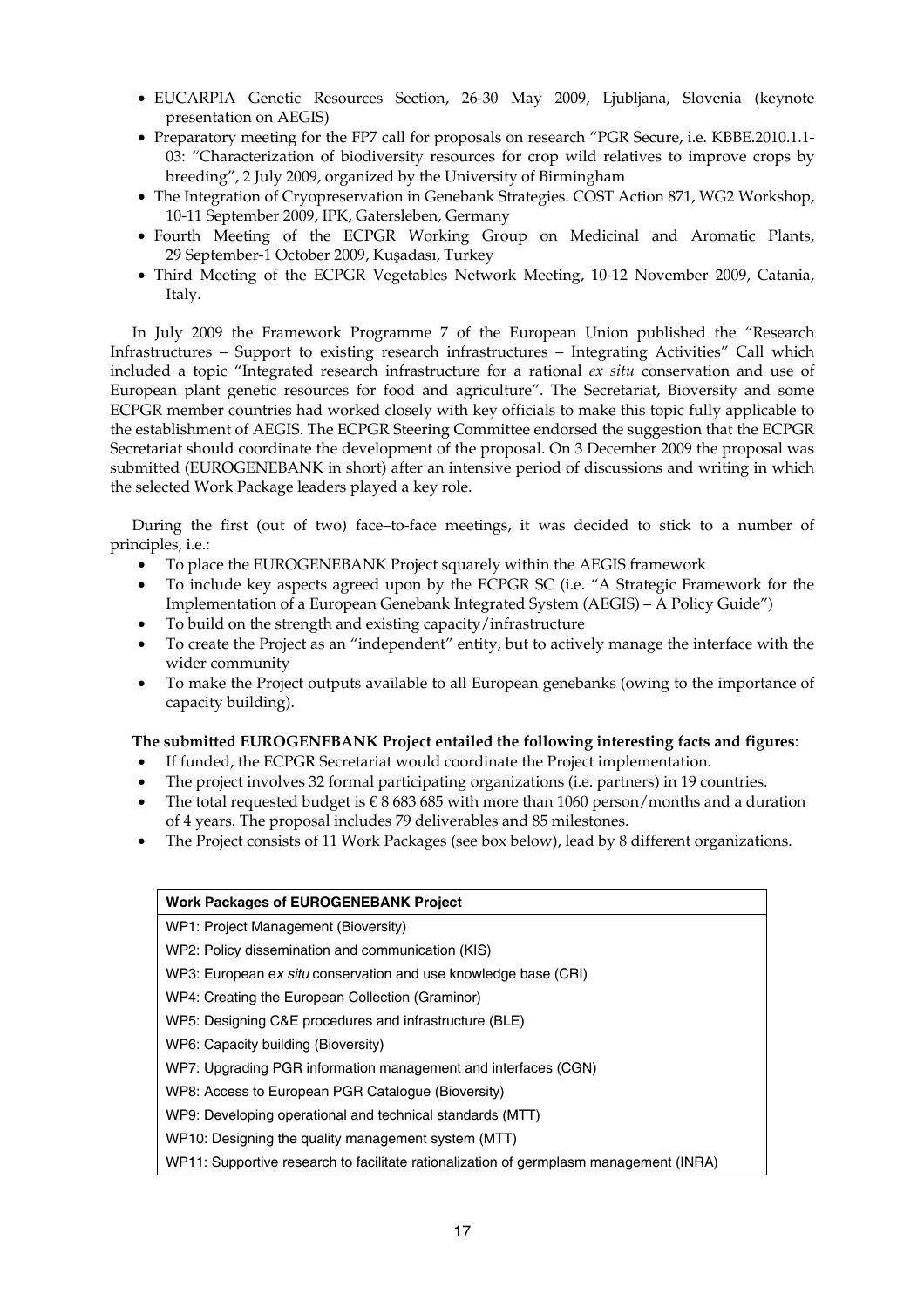- EUCARPIA Genetic Resources Section, 26-30 May 2009, Ljubljana, Slovenia (keynote presentation on AEGIS)
- Preparatory meeting for the FP7 call for proposals on research "PGR Secure, i.e. KBBE.2010.1.1-03: "Characterization of biodiversity resources for crop wild relatives to improve crops by breeding", 2 July 2009, organized by the University of Birmingham
- The Integration of Cryopreservation in Genebank Strategies. COST Action 871, WG2 Workshop, 10-11 September 2009, IPK, Gatersleben, Germany
- Fourth Meeting of the ECPGR Working Group on Medicinal and Aromatic Plants, 29 September-1 October 2009, Kuşadası, Turkey
- Third Meeting of the ECPGR Vegetables Network Meeting, 10-12 November 2009, Catania, Italy.

In July 2009 the Framework Programme 7 of the European Union published the "Research Infrastructures – Support to existing research infrastructures – Integrating Activities" Call which included a topic "Integrated research infrastructure for a rational *ex situ* conservation and use of European plant genetic resources for food and agriculture". The Secretariat, Bioversity and some ECPGR member countries had worked closely with key officials to make this topic fully applicable to the establishment of AEGIS. The ECPGR Steering Committee endorsed the suggestion that the ECPGR Secretariat should coordinate the development of the proposal. On 3 December 2009 the proposal was submitted (EUROGENEBANK in short) after an intensive period of discussions and writing in which the selected Work Package leaders played a key role.

During the first (out of two) face–to-face meetings, it was decided to stick to a number of principles, i.e.:

- To place the EUROGENEBANK Project squarely within the AEGIS framework
- To include key aspects agreed upon by the ECPGR SC (i.e. "A Strategic Framework for the Implementation of a European Genebank Integrated System (AEGIS) – A Policy Guide")
- To build on the strength and existing capacity/infrastructure
- To create the Project as an "independent" entity, but to actively manage the interface with the wider community
- To make the Project outputs available to all European genebanks (owing to the importance of capacity building).

**The submitted EUROGENEBANK Project entailed the following interesting facts and figures**:

- If funded, the ECPGR Secretariat would coordinate the Project implementation.
- The project involves 32 formal participating organizations (i.e. partners) in 19 countries.
- The total requested budget is € 8 683 685 with more than 1060 person/months and a duration of 4 years. The proposal includes 79 deliverables and 85 milestones.
- The Project consists of 11 Work Packages (see box below), lead by 8 different organizations.

| **Work Packages of EUROGENEBANK Project** |
|---|
| WP1: Project Management (Bioversity) |
| WP2: Policy dissemination and communication (KIS) |
| WP3: European e*x situ* conservation and use knowledge base (CRI) |
| WP4: Creating the European Collection (Graminor) |
| WP5: Designing C&E procedures and infrastructure (BLE) |
| WP6: Capacity building (Bioversity) |
| WP7: Upgrading PGR information management and interfaces (CGN) |
| WP8: Access to European PGR Catalogue (Bioversity) |
| WP9: Developing operational and technical standards (MTT) |
| WP10: Designing the quality management system (MTT) |
| WP11: Supportive research to facilitate rationalization of germplasm management (INRA) |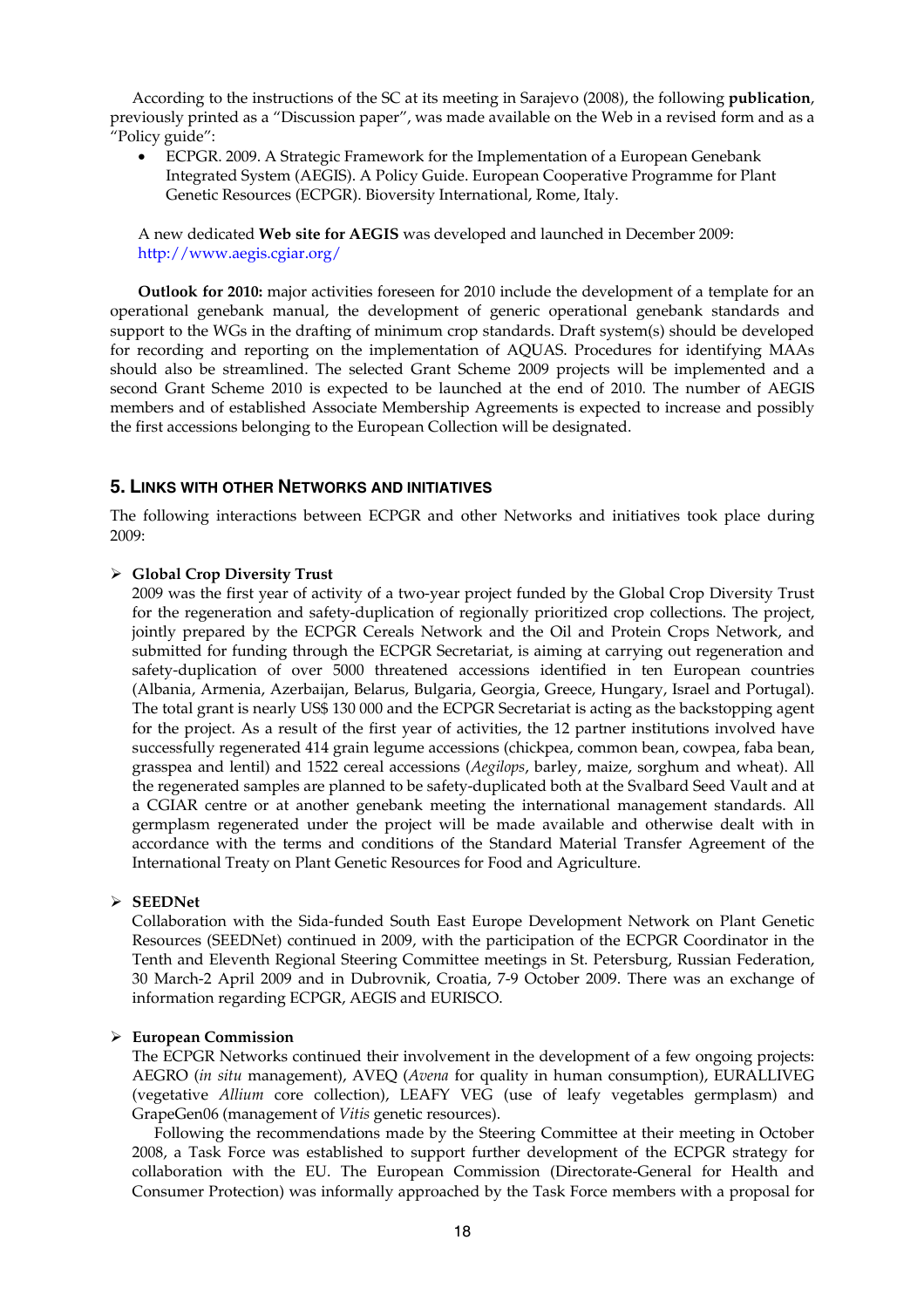According to the instructions of the SC at its meeting in Sarajevo (2008), the following **publication**, previously printed as a "Discussion paper", was made available on the Web in a revised form and as a "Policy guide":

- ECPGR. 2009. A Strategic Framework for the Implementation of a European Genebank Integrated System (AEGIS). A Policy Guide. European Cooperative Programme for Plant Genetic Resources (ECPGR). Bioversity International, Rome, Italy.

A new dedicated **Web site for AEGIS** was developed and launched in December 2009: http://www.aegis.cgiar.org/

**Outlook for 2010:** major activities foreseen for 2010 include the development of a template for an operational genebank manual, the development of generic operational genebank standards and support to the WGs in the drafting of minimum crop standards. Draft system(s) should be developed for recording and reporting on the implementation of AQUAS. Procedures for identifying MAAs should also be streamlined. The selected Grant Scheme 2009 projects will be implemented and a second Grant Scheme 2010 is expected to be launched at the end of 2010. The number of AEGIS members and of established Associate Membership Agreements is expected to increase and possibly the first accessions belonging to the European Collection will be designated.

## 5. LINKS WITH OTHER NETWORKS AND INITIATIVES

The following interactions between ECPGR and other Networks and initiatives took place during 2009:

- **Global Crop Diversity Trust**
  2009 was the first year of activity of a two-year project funded by the Global Crop Diversity Trust for the regeneration and safety-duplication of regionally prioritized crop collections. The project, jointly prepared by the ECPGR Cereals Network and the Oil and Protein Crops Network, and submitted for funding through the ECPGR Secretariat, is aiming at carrying out regeneration and safety-duplication of over 5000 threatened accessions identified in ten European countries (Albania, Armenia, Azerbaijan, Belarus, Bulgaria, Georgia, Greece, Hungary, Israel and Portugal). The total grant is nearly US$ 130 000 and the ECPGR Secretariat is acting as the backstopping agent for the project. As a result of the first year of activities, the 12 partner institutions involved have successfully regenerated 414 grain legume accessions (chickpea, common bean, cowpea, faba bean, grasspea and lentil) and 1522 cereal accessions (*Aegilops*, barley, maize, sorghum and wheat). All the regenerated samples are planned to be safety-duplicated both at the Svalbard Seed Vault and at a CGIAR centre or at another genebank meeting the international management standards. All germplasm regenerated under the project will be made available and otherwise dealt with in accordance with the terms and conditions of the Standard Material Transfer Agreement of the International Treaty on Plant Genetic Resources for Food and Agriculture.

- **SEEDNet**
  Collaboration with the Sida-funded South East Europe Development Network on Plant Genetic Resources (SEEDNet) continued in 2009, with the participation of the ECPGR Coordinator in the Tenth and Eleventh Regional Steering Committee meetings in St. Petersburg, Russian Federation, 30 March-2 April 2009 and in Dubrovnik, Croatia, 7-9 October 2009. There was an exchange of information regarding ECPGR, AEGIS and EURISCO.

- **European Commission**
  The ECPGR Networks continued their involvement in the development of a few ongoing projects: AEGRO (*in situ* management), AVEQ (*Avena* for quality in human consumption), EURALLIVEG (vegetative *Allium* core collection), LEAFY VEG (use of leafy vegetables germplasm) and GrapeGen06 (management of *Vitis* genetic resources).

  Following the recommendations made by the Steering Committee at their meeting in October 2008, a Task Force was established to support further development of the ECPGR strategy for collaboration with the EU. The European Commission (Directorate-General for Health and Consumer Protection) was informally approached by the Task Force members with a proposal for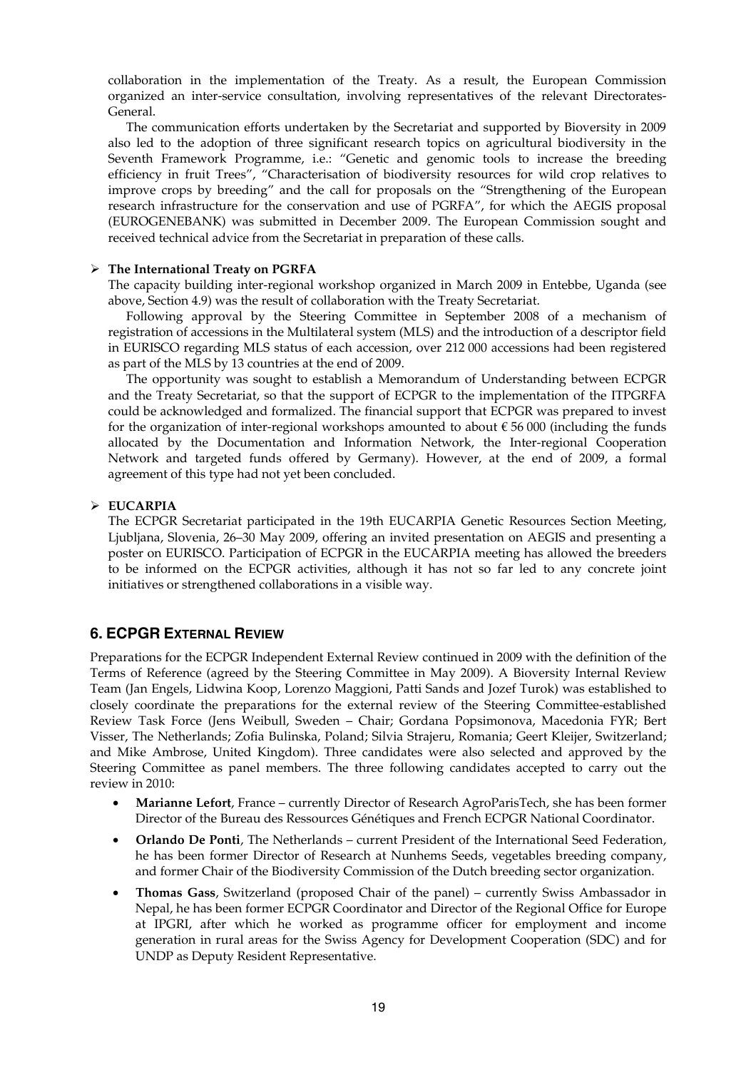collaboration in the implementation of the Treaty. As a result, the European Commission organized an inter-service consultation, involving representatives of the relevant Directorates-General.

The communication efforts undertaken by the Secretariat and supported by Bioversity in 2009 also led to the adoption of three significant research topics on agricultural biodiversity in the Seventh Framework Programme, i.e.: "Genetic and genomic tools to increase the breeding efficiency in fruit Trees", "Characterisation of biodiversity resources for wild crop relatives to improve crops by breeding" and the call for proposals on the "Strengthening of the European research infrastructure for the conservation and use of PGRFA", for which the AEGIS proposal (EUROGENEBANK) was submitted in December 2009. The European Commission sought and received technical advice from the Secretariat in preparation of these calls.

- **The International Treaty on PGRFA**

The capacity building inter-regional workshop organized in March 2009 in Entebbe, Uganda (see above, Section 4.9) was the result of collaboration with the Treaty Secretariat.

Following approval by the Steering Committee in September 2008 of a mechanism of registration of accessions in the Multilateral system (MLS) and the introduction of a descriptor field in EURISCO regarding MLS status of each accession, over 212 000 accessions had been registered as part of the MLS by 13 countries at the end of 2009.

The opportunity was sought to establish a Memorandum of Understanding between ECPGR and the Treaty Secretariat, so that the support of ECPGR to the implementation of the ITPGRFA could be acknowledged and formalized. The financial support that ECPGR was prepared to invest for the organization of inter-regional workshops amounted to about € 56 000 (including the funds allocated by the Documentation and Information Network, the Inter-regional Cooperation Network and targeted funds offered by Germany). However, at the end of 2009, a formal agreement of this type had not yet been concluded.

- **EUCARPIA**

The ECPGR Secretariat participated in the 19th EUCARPIA Genetic Resources Section Meeting, Ljubljana, Slovenia, 26–30 May 2009, offering an invited presentation on AEGIS and presenting a poster on EURISCO. Participation of ECPGR in the EUCARPIA meeting has allowed the breeders to be informed on the ECPGR activities, although it has not so far led to any concrete joint initiatives or strengthened collaborations in a visible way.

## 6. ECPGR External Review

Preparations for the ECPGR Independent External Review continued in 2009 with the definition of the Terms of Reference (agreed by the Steering Committee in May 2009). A Bioversity Internal Review Team (Jan Engels, Lidwina Koop, Lorenzo Maggioni, Patti Sands and Jozef Turok) was established to closely coordinate the preparations for the external review of the Steering Committee-established Review Task Force (Jens Weibull, Sweden – Chair; Gordana Popsimonova, Macedonia FYR; Bert Visser, The Netherlands; Zofia Bulinska, Poland; Silvia Strajeru, Romania; Geert Kleijer, Switzerland; and Mike Ambrose, United Kingdom). Three candidates were also selected and approved by the Steering Committee as panel members. The three following candidates accepted to carry out the review in 2010:

- **Marianne Lefort**, France – currently Director of Research AgroParisTech, she has been former Director of the Bureau des Ressources Génétiques and French ECPGR National Coordinator.
- **Orlando De Ponti**, The Netherlands – current President of the International Seed Federation, he has been former Director of Research at Nunhems Seeds, vegetables breeding company, and former Chair of the Biodiversity Commission of the Dutch breeding sector organization.
- **Thomas Gass**, Switzerland (proposed Chair of the panel) – currently Swiss Ambassador in Nepal, he has been former ECPGR Coordinator and Director of the Regional Office for Europe at IPGRI, after which he worked as programme officer for employment and income generation in rural areas for the Swiss Agency for Development Cooperation (SDC) and for UNDP as Deputy Resident Representative.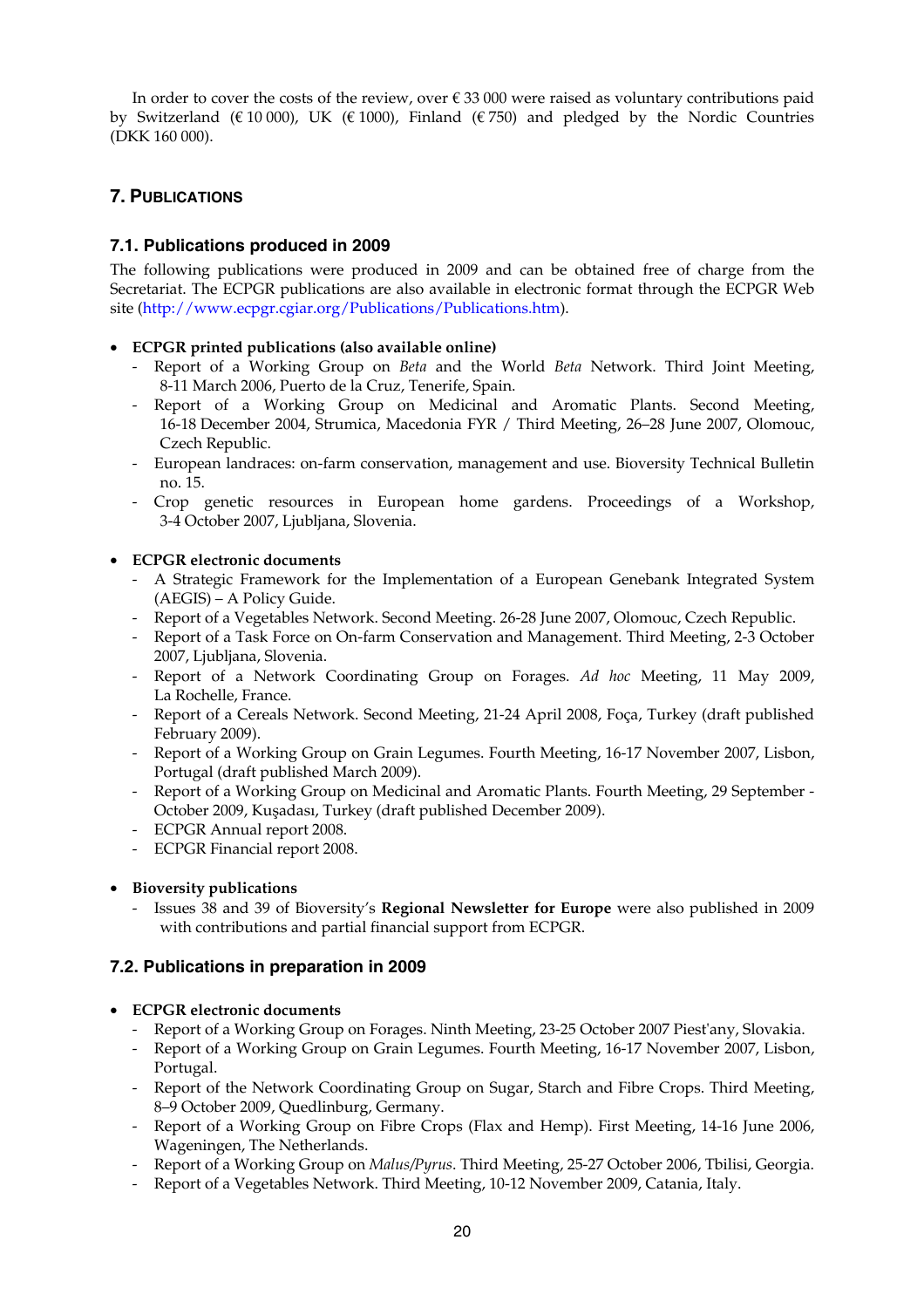In order to cover the costs of the review, over € 33 000 were raised as voluntary contributions paid by Switzerland (€ 10 000), UK (€ 1000), Finland (€ 750) and pledged by the Nordic Countries (DKK 160 000).

## 7. Publications

### 7.1. Publications produced in 2009

The following publications were produced in 2009 and can be obtained free of charge from the Secretariat. The ECPGR publications are also available in electronic format through the ECPGR Web site (http://www.ecpgr.cgiar.org/Publications/Publications.htm).

- **ECPGR printed publications (also available online)**
  - Report of a Working Group on *Beta* and the World *Beta* Network. Third Joint Meeting, 8-11 March 2006, Puerto de la Cruz, Tenerife, Spain.
  - Report of a Working Group on Medicinal and Aromatic Plants. Second Meeting, 16-18 December 2004, Strumica, Macedonia FYR / Third Meeting, 26–28 June 2007, Olomouc, Czech Republic.
  - European landraces: on-farm conservation, management and use. Bioversity Technical Bulletin no. 15.
  - Crop genetic resources in European home gardens. Proceedings of a Workshop, 3-4 October 2007, Ljubljana, Slovenia.

- **ECPGR electronic documents**
  - A Strategic Framework for the Implementation of a European Genebank Integrated System (AEGIS) – A Policy Guide.
  - Report of a Vegetables Network. Second Meeting. 26-28 June 2007, Olomouc, Czech Republic.
  - Report of a Task Force on On-farm Conservation and Management. Third Meeting, 2-3 October 2007, Ljubljana, Slovenia.
  - Report of a Network Coordinating Group on Forages. *Ad hoc* Meeting, 11 May 2009, La Rochelle, France.
  - Report of a Cereals Network. Second Meeting, 21-24 April 2008, Foça, Turkey (draft published February 2009).
  - Report of a Working Group on Grain Legumes. Fourth Meeting, 16-17 November 2007, Lisbon, Portugal (draft published March 2009).
  - Report of a Working Group on Medicinal and Aromatic Plants. Fourth Meeting, 29 September - October 2009, Kuşadası, Turkey (draft published December 2009).
  - ECPGR Annual report 2008.
  - ECPGR Financial report 2008.

- **Bioversity publications**
  - Issues 38 and 39 of Bioversity's **Regional Newsletter for Europe** were also published in 2009 with contributions and partial financial support from ECPGR.

### 7.2. Publications in preparation in 2009

- **ECPGR electronic documents**
  - Report of a Working Group on Forages. Ninth Meeting, 23-25 October 2007 Piest'any, Slovakia.
  - Report of a Working Group on Grain Legumes. Fourth Meeting, 16-17 November 2007, Lisbon, Portugal.
  - Report of the Network Coordinating Group on Sugar, Starch and Fibre Crops. Third Meeting, 8–9 October 2009, Quedlinburg, Germany.
  - Report of a Working Group on Fibre Crops (Flax and Hemp). First Meeting, 14-16 June 2006, Wageningen, The Netherlands.
  - Report of a Working Group on *Malus/Pyrus*. Third Meeting, 25-27 October 2006, Tbilisi, Georgia.
  - Report of a Vegetables Network. Third Meeting, 10-12 November 2009, Catania, Italy.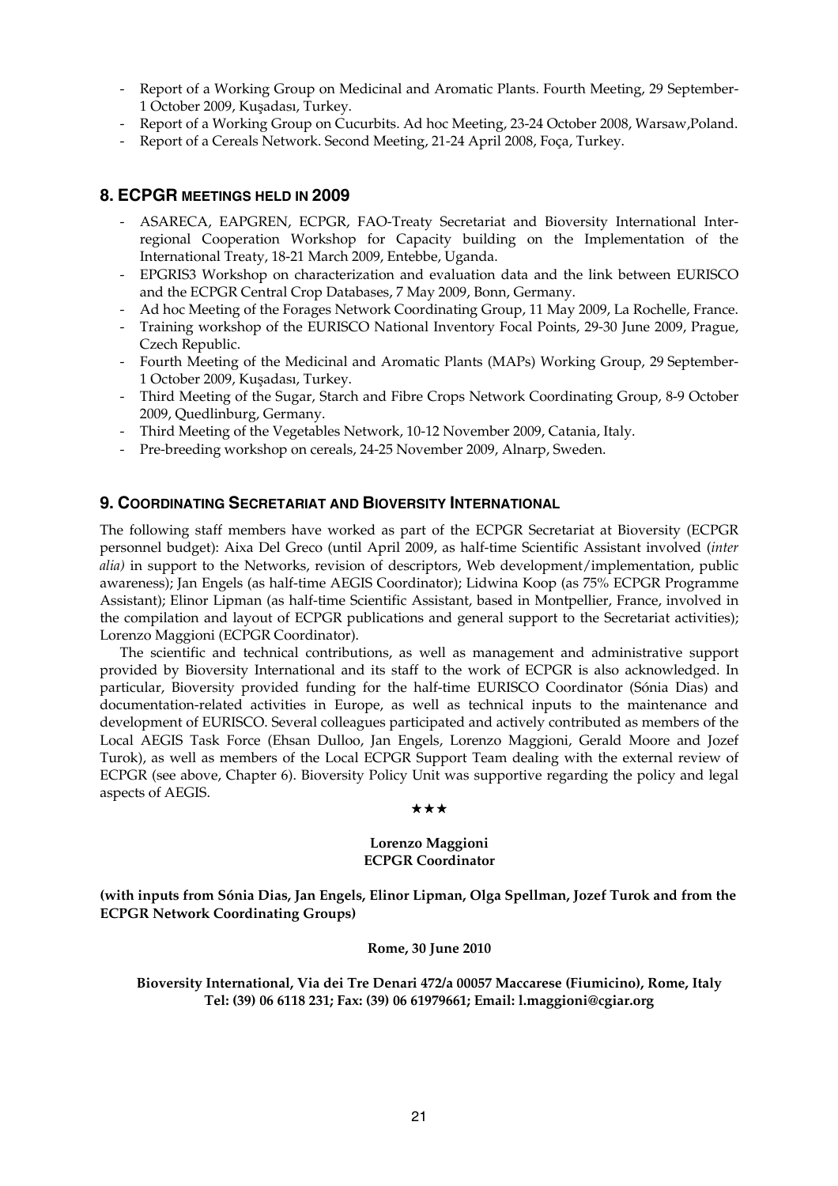- Report of a Working Group on Medicinal and Aromatic Plants. Fourth Meeting, 29 September-1 October 2009, Kuşadası, Turkey.
- Report of a Working Group on Cucurbits. Ad hoc Meeting, 23-24 October 2008, Warsaw,Poland.
- Report of a Cereals Network. Second Meeting, 21-24 April 2008, Foça, Turkey.

## 8. ECPGR MEETINGS HELD IN 2009

- ASARECA, EAPGREN, ECPGR, FAO-Treaty Secretariat and Bioversity International Inter-regional Cooperation Workshop for Capacity building on the Implementation of the International Treaty, 18-21 March 2009, Entebbe, Uganda.
- EPGRIS3 Workshop on characterization and evaluation data and the link between EURISCO and the ECPGR Central Crop Databases, 7 May 2009, Bonn, Germany.
- Ad hoc Meeting of the Forages Network Coordinating Group, 11 May 2009, La Rochelle, France.
- Training workshop of the EURISCO National Inventory Focal Points, 29-30 June 2009, Prague, Czech Republic.
- Fourth Meeting of the Medicinal and Aromatic Plants (MAPs) Working Group, 29 September-1 October 2009, Kuşadası, Turkey.
- Third Meeting of the Sugar, Starch and Fibre Crops Network Coordinating Group, 8-9 October 2009, Quedlinburg, Germany.
- Third Meeting of the Vegetables Network, 10-12 November 2009, Catania, Italy.
- Pre-breeding workshop on cereals, 24-25 November 2009, Alnarp, Sweden.

## 9. COORDINATING SECRETARIAT AND BIOVERSITY INTERNATIONAL

The following staff members have worked as part of the ECPGR Secretariat at Bioversity (ECPGR personnel budget): Aixa Del Greco (until April 2009, as half-time Scientific Assistant involved (*inter alia)* in support to the Networks, revision of descriptors, Web development/implementation, public awareness); Jan Engels (as half-time AEGIS Coordinator); Lidwina Koop (as 75% ECPGR Programme Assistant); Elinor Lipman (as half-time Scientific Assistant, based in Montpellier, France, involved in the compilation and layout of ECPGR publications and general support to the Secretariat activities); Lorenzo Maggioni (ECPGR Coordinator).

The scientific and technical contributions, as well as management and administrative support provided by Bioversity International and its staff to the work of ECPGR is also acknowledged. In particular, Bioversity provided funding for the half-time EURISCO Coordinator (Sónia Dias) and documentation-related activities in Europe, as well as technical inputs to the maintenance and development of EURISCO. Several colleagues participated and actively contributed as members of the Local AEGIS Task Force (Ehsan Dulloo, Jan Engels, Lorenzo Maggioni, Gerald Moore and Jozef Turok), as well as members of the Local ECPGR Support Team dealing with the external review of ECPGR (see above, Chapter 6). Bioversity Policy Unit was supportive regarding the policy and legal aspects of AEGIS.

★★★

**Lorenzo Maggioni**
**ECPGR Coordinator**

**(with inputs from Sónia Dias, Jan Engels, Elinor Lipman, Olga Spellman, Jozef Turok and from the ECPGR Network Coordinating Groups)**

**Rome, 30 June 2010**

**Bioversity International, Via dei Tre Denari 472/a 00057 Maccarese (Fiumicino), Rome, Italy**
**Tel: (39) 06 6118 231; Fax: (39) 06 61979661; Email: l.maggioni@cgiar.org**